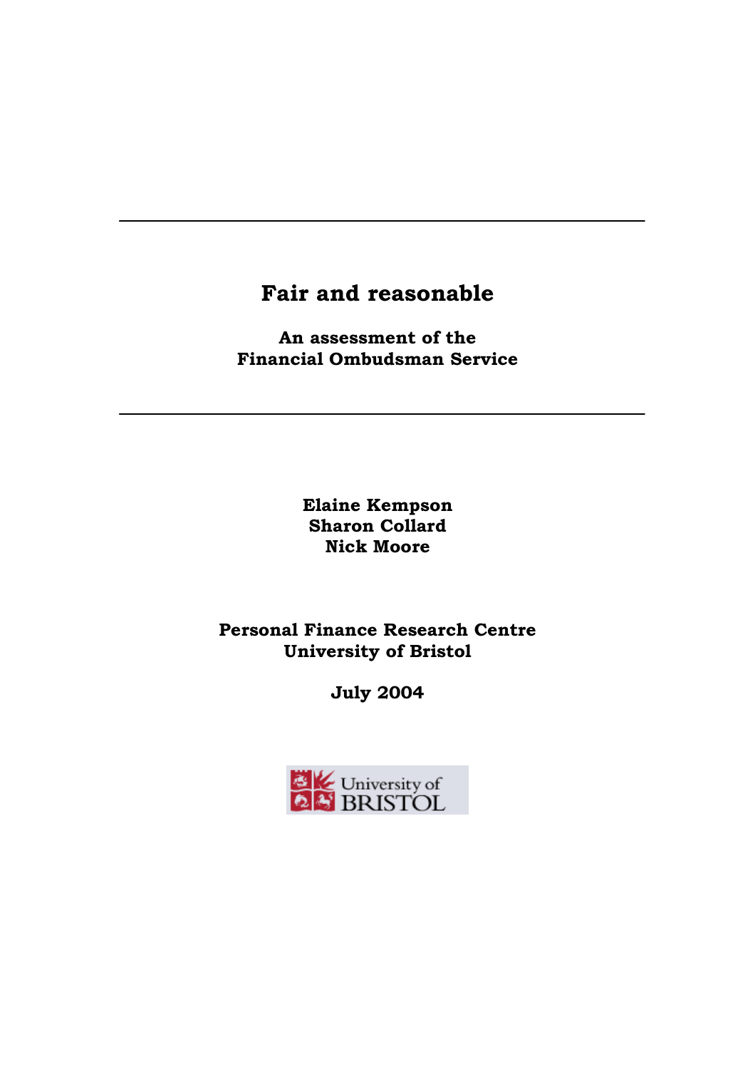# Fair and reasonable

**An assessment of the Financial Ombudsman Service**

**Elaine Kempson**
**Sharon Collard**
**Nick Moore**

**Personal Finance Research Centre**
**University of Bristol**

**July 2004**

University of BRISTOL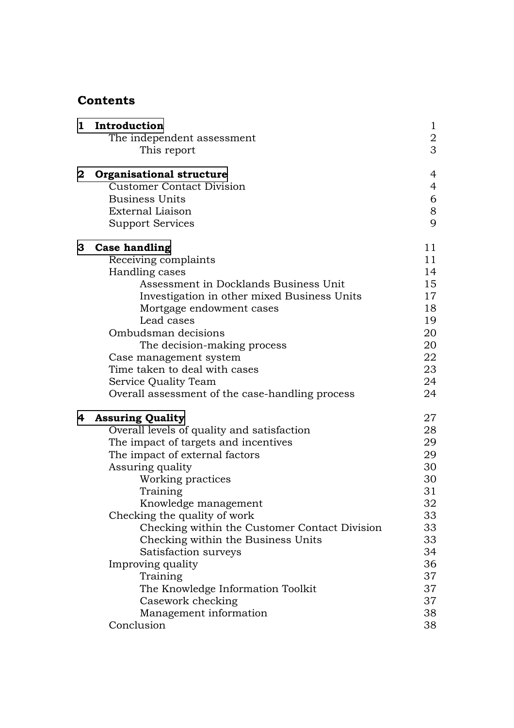## Contents

| | | |
|---|---|---|
| **1 Introduction** | | 1 |
| | The independent assessment | 2 |
| | This report | 3 |
| **2 Organisational structure** | | 4 |
| | Customer Contact Division | 4 |
| | Business Units | 6 |
| | External Liaison | 8 |
| | Support Services | 9 |
| **3 Case handling** | | 11 |
| | Receiving complaints | 11 |
| | Handling cases | 14 |
| | Assessment in Docklands Business Unit | 15 |
| | Investigation in other mixed Business Units | 17 |
| | Mortgage endowment cases | 18 |
| | Lead cases | 19 |
| | Ombudsman decisions | 20 |
| | The decision-making process | 20 |
| | Case management system | 22 |
| | Time taken to deal with cases | 23 |
| | Service Quality Team | 24 |
| | Overall assessment of the case-handling process | 24 |
| **4 Assuring Quality** | | 27 |
| | Overall levels of quality and satisfaction | 28 |
| | The impact of targets and incentives | 29 |
| | The impact of external factors | 29 |
| | Assuring quality | 30 |
| | Working practices | 30 |
| | Training | 31 |
| | Knowledge management | 32 |
| | Checking the quality of work | 33 |
| | Checking within the Customer Contact Division | 33 |
| | Checking within the Business Units | 33 |
| | Satisfaction surveys | 34 |
| | Improving quality | 36 |
| | Training | 37 |
| | The Knowledge Information Toolkit | 37 |
| | Casework checking | 37 |
| | Management information | 38 |
| | Conclusion | 38 |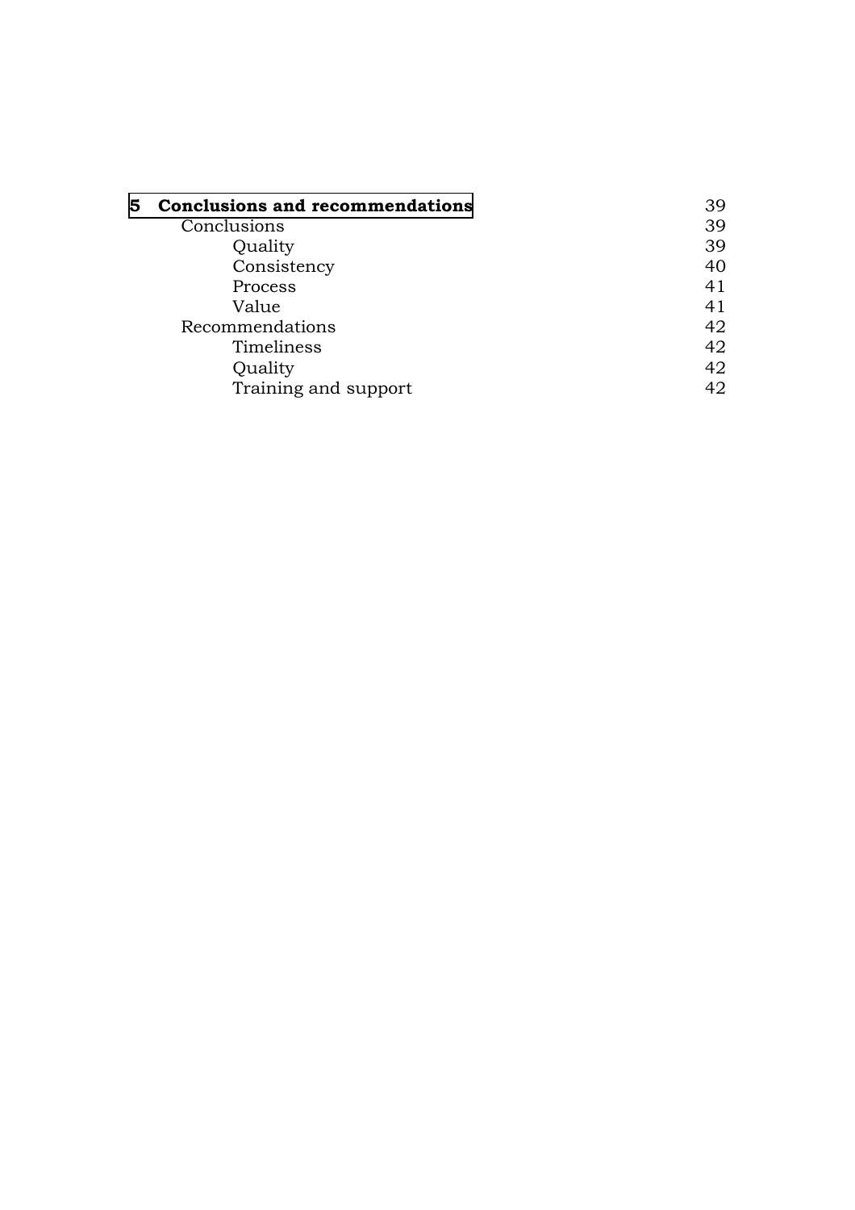| | |
|---|---|
| **5 Conclusions and recommendations** | 39 |
| Conclusions | 39 |
| Quality | 39 |
| Consistency | 40 |
| Process | 41 |
| Value | 41 |
| Recommendations | 42 |
| Timeliness | 42 |
| Quality | 42 |
| Training and support | 42 |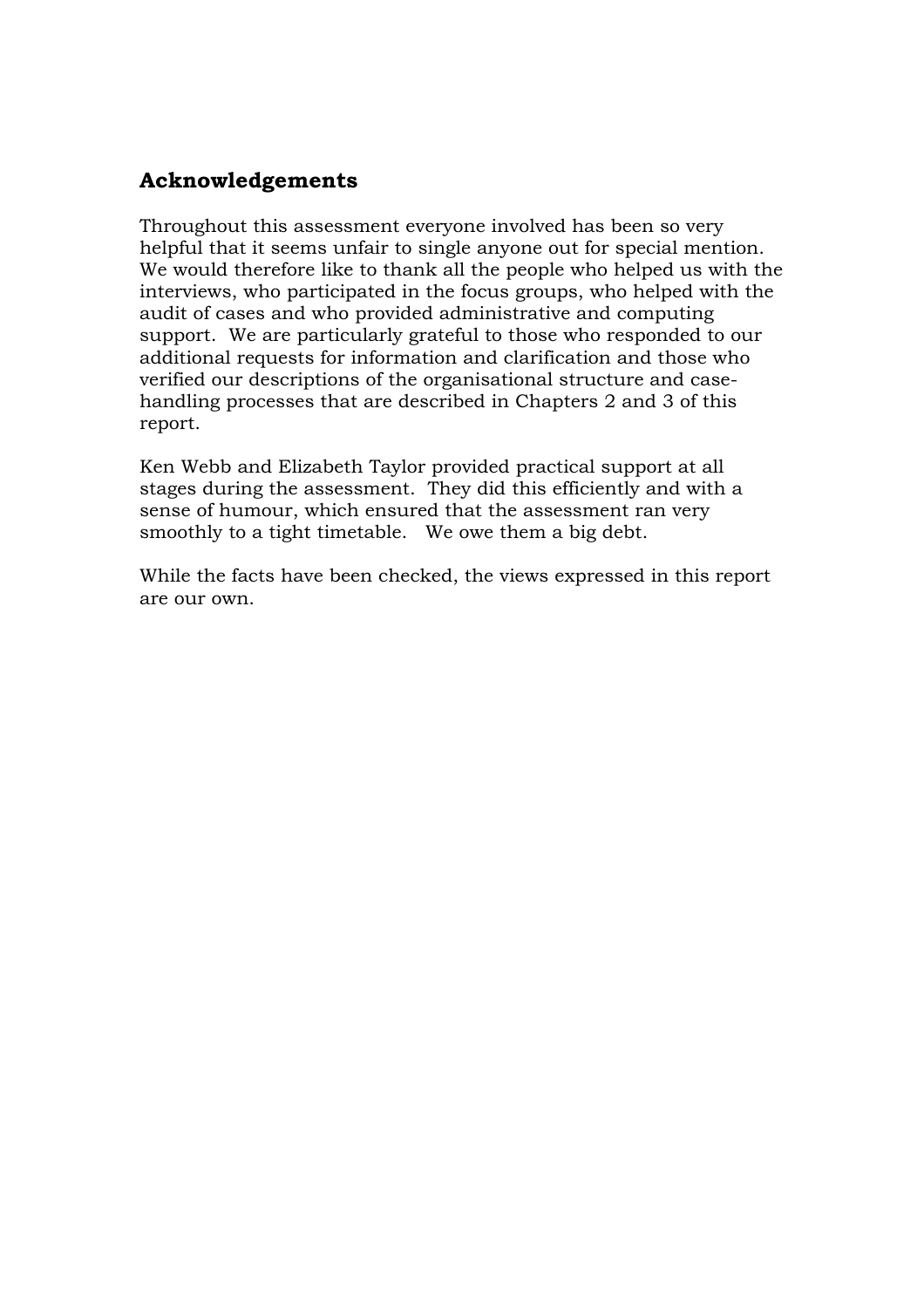## Acknowledgements

Throughout this assessment everyone involved has been so very helpful that it seems unfair to single anyone out for special mention. We would therefore like to thank all the people who helped us with the interviews, who participated in the focus groups, who helped with the audit of cases and who provided administrative and computing support. We are particularly grateful to those who responded to our additional requests for information and clarification and those who verified our descriptions of the organisational structure and case-handling processes that are described in Chapters 2 and 3 of this report.

Ken Webb and Elizabeth Taylor provided practical support at all stages during the assessment. They did this efficiently and with a sense of humour, which ensured that the assessment ran very smoothly to a tight timetable. We owe them a big debt.

While the facts have been checked, the views expressed in this report are our own.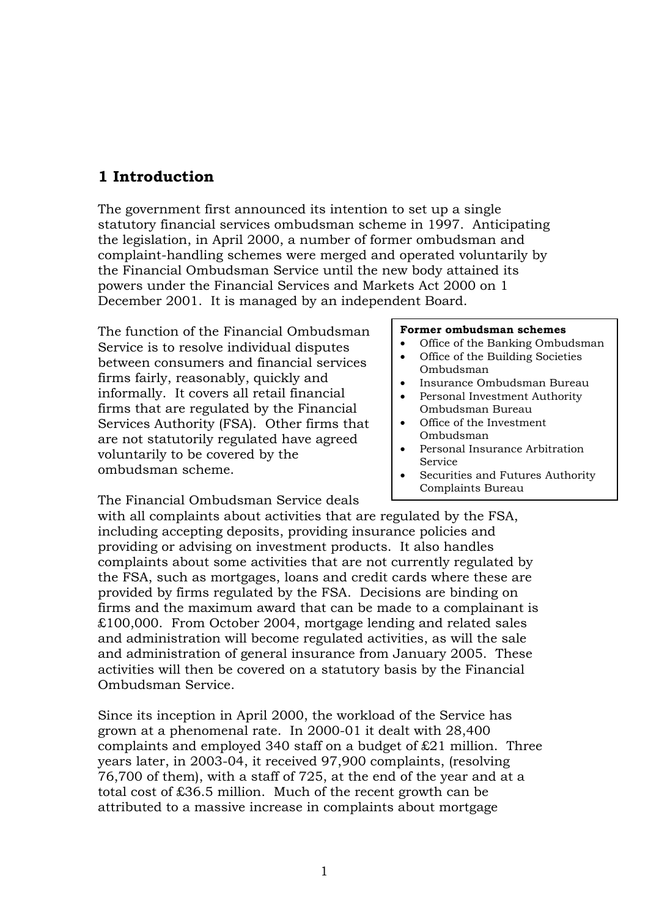## 1 Introduction

The government first announced its intention to set up a single statutory financial services ombudsman scheme in 1997. Anticipating the legislation, in April 2000, a number of former ombudsman and complaint-handling schemes were merged and operated voluntarily by the Financial Ombudsman Service until the new body attained its powers under the Financial Services and Markets Act 2000 on 1 December 2001. It is managed by an independent Board.

The function of the Financial Ombudsman Service is to resolve individual disputes between consumers and financial services firms fairly, reasonably, quickly and informally. It covers all retail financial firms that are regulated by the Financial Services Authority (FSA). Other firms that are not statutorily regulated have agreed voluntarily to be covered by the ombudsman scheme.

**Former ombudsman schemes**

- Office of the Banking Ombudsman
- Office of the Building Societies Ombudsman
- Insurance Ombudsman Bureau
- Personal Investment Authority Ombudsman Bureau
- Office of the Investment Ombudsman
- Personal Insurance Arbitration Service
- Securities and Futures Authority Complaints Bureau

The Financial Ombudsman Service deals with all complaints about activities that are regulated by the FSA, including accepting deposits, providing insurance policies and providing or advising on investment products. It also handles complaints about some activities that are not currently regulated by the FSA, such as mortgages, loans and credit cards where these are provided by firms regulated by the FSA. Decisions are binding on firms and the maximum award that can be made to a complainant is £100,000. From October 2004, mortgage lending and related sales and administration will become regulated activities, as will the sale and administration of general insurance from January 2005. These activities will then be covered on a statutory basis by the Financial Ombudsman Service.

Since its inception in April 2000, the workload of the Service has grown at a phenomenal rate. In 2000-01 it dealt with 28,400 complaints and employed 340 staff on a budget of £21 million. Three years later, in 2003-04, it received 97,900 complaints, (resolving 76,700 of them), with a staff of 725, at the end of the year and at a total cost of £36.5 million. Much of the recent growth can be attributed to a massive increase in complaints about mortgage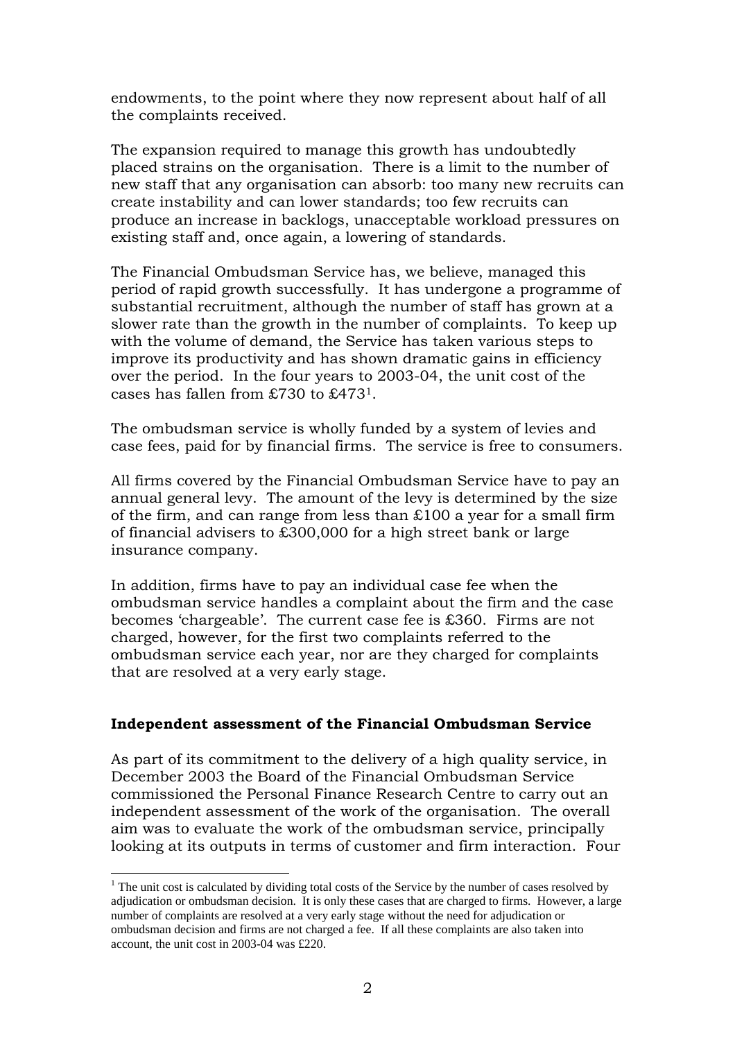endowments, to the point where they now represent about half of all the complaints received.

The expansion required to manage this growth has undoubtedly placed strains on the organisation. There is a limit to the number of new staff that any organisation can absorb: too many new recruits can create instability and can lower standards; too few recruits can produce an increase in backlogs, unacceptable workload pressures on existing staff and, once again, a lowering of standards.

The Financial Ombudsman Service has, we believe, managed this period of rapid growth successfully. It has undergone a programme of substantial recruitment, although the number of staff has grown at a slower rate than the growth in the number of complaints. To keep up with the volume of demand, the Service has taken various steps to improve its productivity and has shown dramatic gains in efficiency over the period. In the four years to 2003-04, the unit cost of the cases has fallen from £730 to £473[1].

The ombudsman service is wholly funded by a system of levies and case fees, paid for by financial firms. The service is free to consumers.

All firms covered by the Financial Ombudsman Service have to pay an annual general levy. The amount of the levy is determined by the size of the firm, and can range from less than £100 a year for a small firm of financial advisers to £300,000 for a high street bank or large insurance company.

In addition, firms have to pay an individual case fee when the ombudsman service handles a complaint about the firm and the case becomes 'chargeable'. The current case fee is £360. Firms are not charged, however, for the first two complaints referred to the ombudsman service each year, nor are they charged for complaints that are resolved at a very early stage.

### Independent assessment of the Financial Ombudsman Service

As part of its commitment to the delivery of a high quality service, in December 2003 the Board of the Financial Ombudsman Service commissioned the Personal Finance Research Centre to carry out an independent assessment of the work of the organisation. The overall aim was to evaluate the work of the ombudsman service, principally looking at its outputs in terms of customer and firm interaction. Four

[1] The unit cost is calculated by dividing total costs of the Service by the number of cases resolved by adjudication or ombudsman decision. It is only these cases that are charged to firms. However, a large number of complaints are resolved at a very early stage without the need for adjudication or ombudsman decision and firms are not charged a fee. If all these complaints are also taken into account, the unit cost in 2003-04 was £220.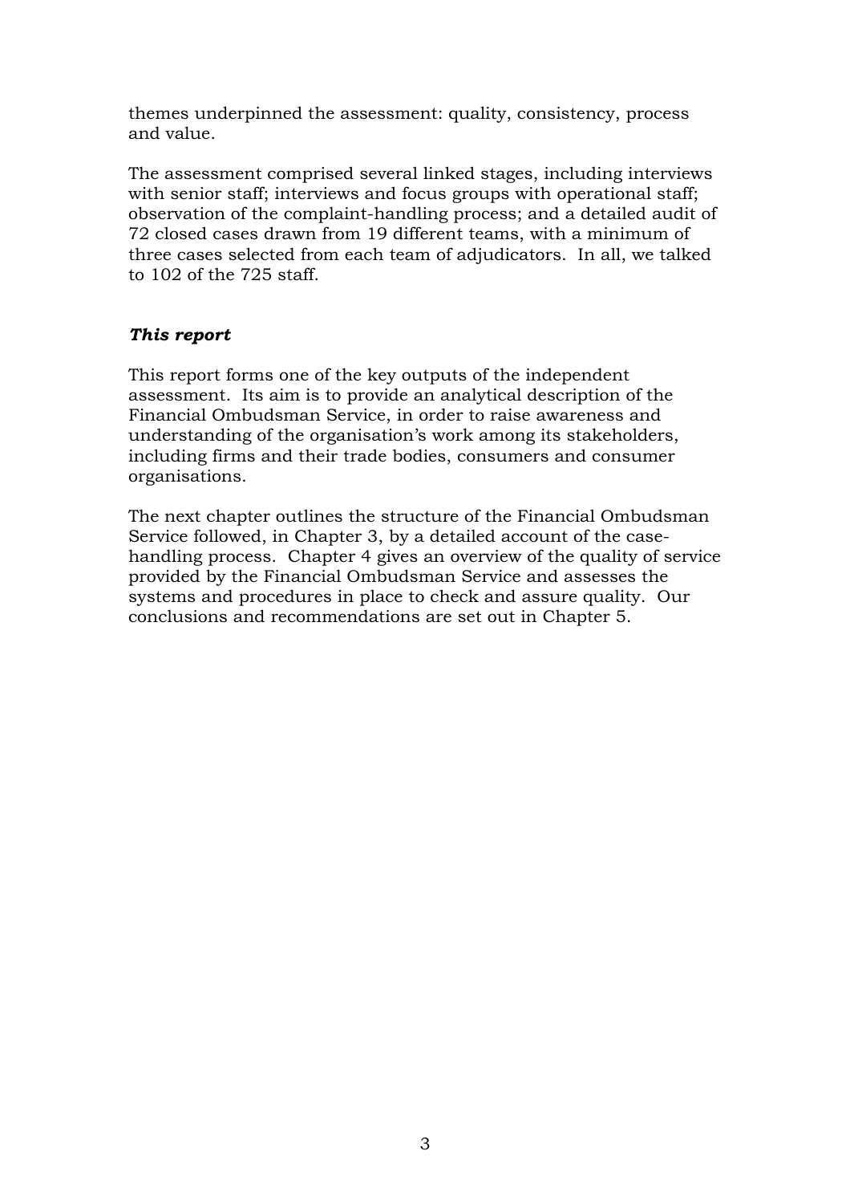themes underpinned the assessment: quality, consistency, process and value.

The assessment comprised several linked stages, including interviews with senior staff; interviews and focus groups with operational staff; observation of the complaint-handling process; and a detailed audit of 72 closed cases drawn from 19 different teams, with a minimum of three cases selected from each team of adjudicators. In all, we talked to 102 of the 725 staff.

### *This report*

This report forms one of the key outputs of the independent assessment. Its aim is to provide an analytical description of the Financial Ombudsman Service, in order to raise awareness and understanding of the organisation's work among its stakeholders, including firms and their trade bodies, consumers and consumer organisations.

The next chapter outlines the structure of the Financial Ombudsman Service followed, in Chapter 3, by a detailed account of the case-handling process. Chapter 4 gives an overview of the quality of service provided by the Financial Ombudsman Service and assesses the systems and procedures in place to check and assure quality. Our conclusions and recommendations are set out in Chapter 5.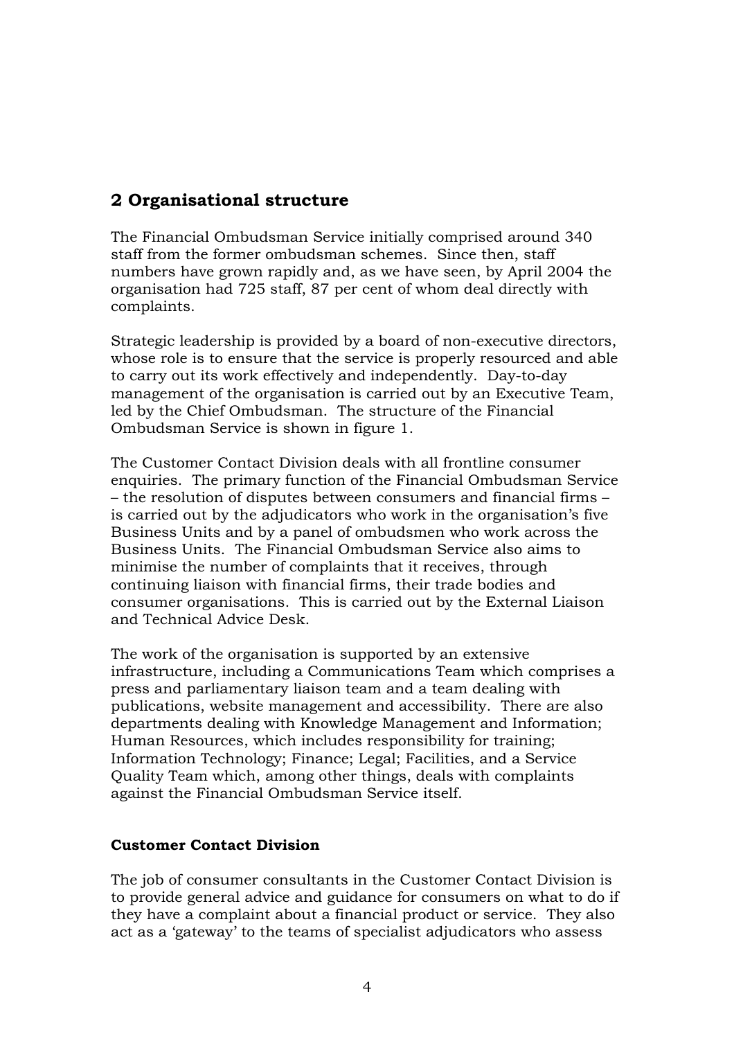## 2 Organisational structure

The Financial Ombudsman Service initially comprised around 340 staff from the former ombudsman schemes. Since then, staff numbers have grown rapidly and, as we have seen, by April 2004 the organisation had 725 staff, 87 per cent of whom deal directly with complaints.

Strategic leadership is provided by a board of non-executive directors, whose role is to ensure that the service is properly resourced and able to carry out its work effectively and independently. Day-to-day management of the organisation is carried out by an Executive Team, led by the Chief Ombudsman. The structure of the Financial Ombudsman Service is shown in figure 1.

The Customer Contact Division deals with all frontline consumer enquiries. The primary function of the Financial Ombudsman Service – the resolution of disputes between consumers and financial firms – is carried out by the adjudicators who work in the organisation's five Business Units and by a panel of ombudsmen who work across the Business Units. The Financial Ombudsman Service also aims to minimise the number of complaints that it receives, through continuing liaison with financial firms, their trade bodies and consumer organisations. This is carried out by the External Liaison and Technical Advice Desk.

The work of the organisation is supported by an extensive infrastructure, including a Communications Team which comprises a press and parliamentary liaison team and a team dealing with publications, website management and accessibility. There are also departments dealing with Knowledge Management and Information; Human Resources, which includes responsibility for training; Information Technology; Finance; Legal; Facilities, and a Service Quality Team which, among other things, deals with complaints against the Financial Ombudsman Service itself.

**Customer Contact Division**

The job of consumer consultants in the Customer Contact Division is to provide general advice and guidance for consumers on what to do if they have a complaint about a financial product or service. They also act as a 'gateway' to the teams of specialist adjudicators who assess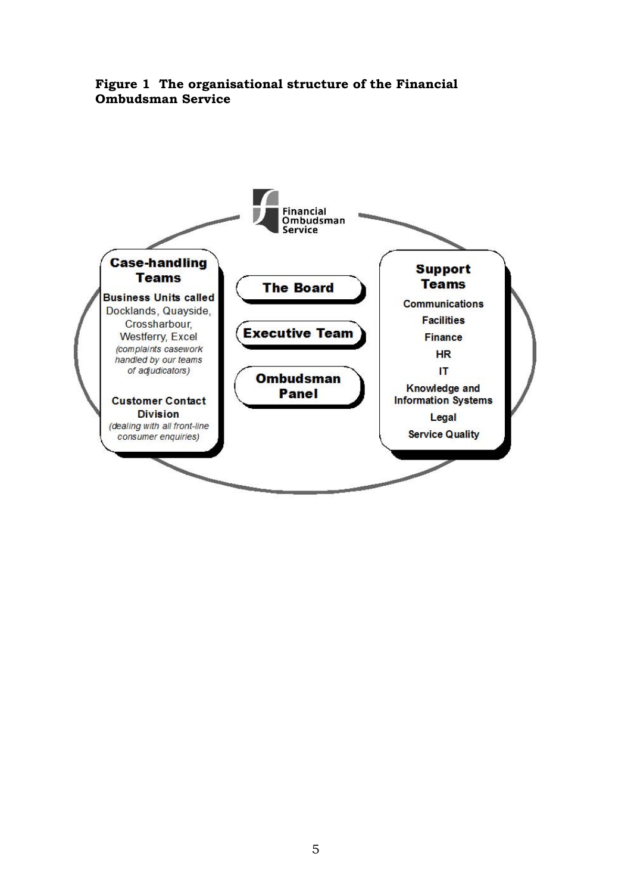**Figure 1 The organisational structure of the Financial Ombudsman Service**

Financial Ombudsman Service

**Case-handling Teams**

**Business Units called** Docklands, Quayside, Crossharbour, Westferry, Excel
*(complaints casework handled by our teams of adjudicators)*

**Customer Contact Division**
*(dealing with all front-line consumer enquiries)*

**The Board**

**Executive Team**

**Ombudsman Panel**

**Support Teams**

- Communications
- Facilities
- Finance
- HR
- IT
- Knowledge and Information Systems
- Legal
- Service Quality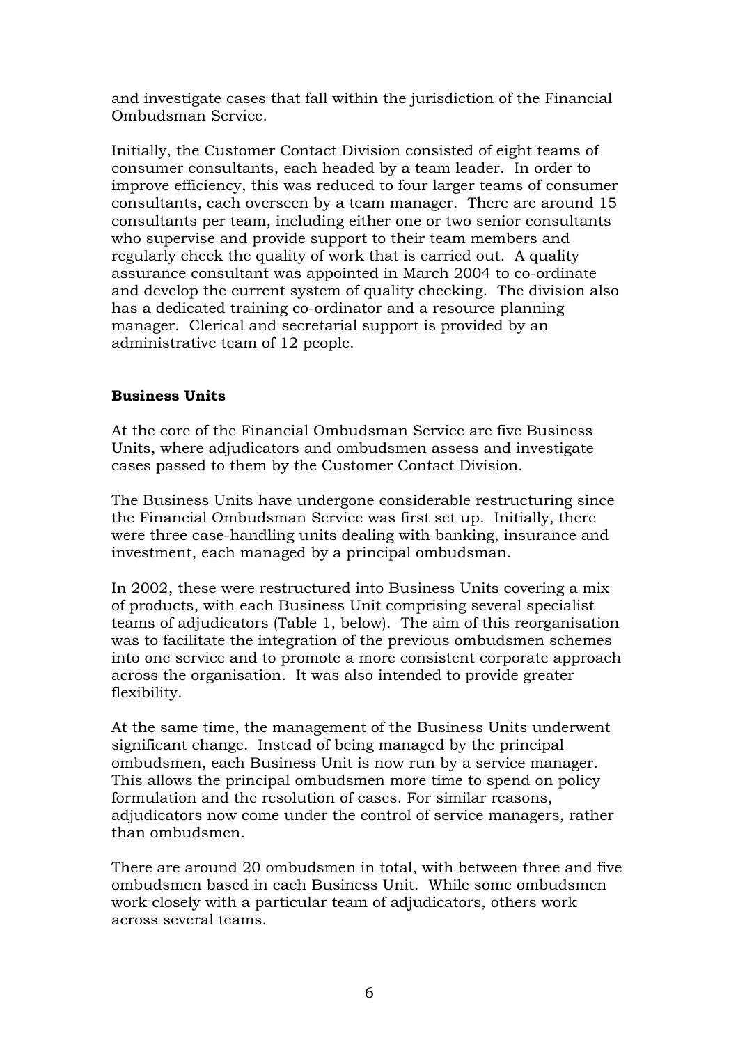and investigate cases that fall within the jurisdiction of the Financial Ombudsman Service.

Initially, the Customer Contact Division consisted of eight teams of consumer consultants, each headed by a team leader. In order to improve efficiency, this was reduced to four larger teams of consumer consultants, each overseen by a team manager. There are around 15 consultants per team, including either one or two senior consultants who supervise and provide support to their team members and regularly check the quality of work that is carried out. A quality assurance consultant was appointed in March 2004 to co-ordinate and develop the current system of quality checking. The division also has a dedicated training co-ordinator and a resource planning manager. Clerical and secretarial support is provided by an administrative team of 12 people.

### Business Units

At the core of the Financial Ombudsman Service are five Business Units, where adjudicators and ombudsmen assess and investigate cases passed to them by the Customer Contact Division.

The Business Units have undergone considerable restructuring since the Financial Ombudsman Service was first set up. Initially, there were three case-handling units dealing with banking, insurance and investment, each managed by a principal ombudsman.

In 2002, these were restructured into Business Units covering a mix of products, with each Business Unit comprising several specialist teams of adjudicators (Table 1, below). The aim of this reorganisation was to facilitate the integration of the previous ombudsmen schemes into one service and to promote a more consistent corporate approach across the organisation. It was also intended to provide greater flexibility.

At the same time, the management of the Business Units underwent significant change. Instead of being managed by the principal ombudsmen, each Business Unit is now run by a service manager. This allows the principal ombudsmen more time to spend on policy formulation and the resolution of cases. For similar reasons, adjudicators now come under the control of service managers, rather than ombudsmen.

There are around 20 ombudsmen in total, with between three and five ombudsmen based in each Business Unit. While some ombudsmen work closely with a particular team of adjudicators, others work across several teams.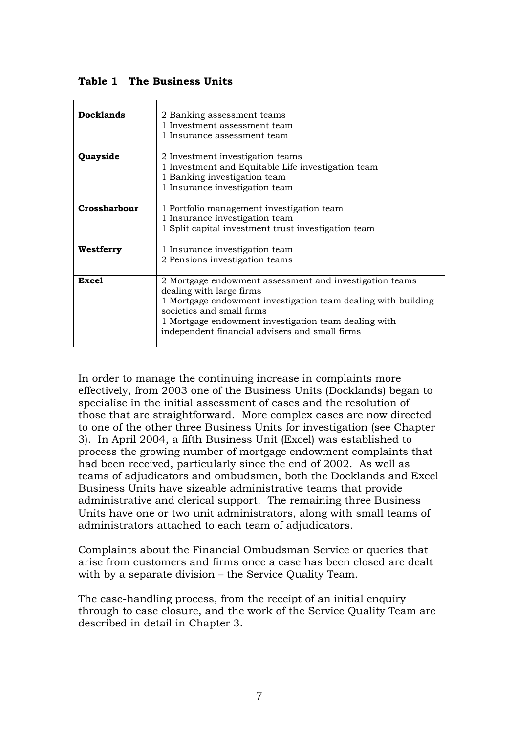**Table 1 The Business Units**

| | |
|---|---|
| **Docklands** | 2 Banking assessment teams<br>1 Investment assessment team<br>1 Insurance assessment team |
| **Quayside** | 2 Investment investigation teams<br>1 Investment and Equitable Life investigation team<br>1 Banking investigation team<br>1 Insurance investigation team |
| **Crossharbour** | 1 Portfolio management investigation team<br>1 Insurance investigation team<br>1 Split capital investment trust investigation team |
| **Westferry** | 1 Insurance investigation team<br>2 Pensions investigation teams |
| **Excel** | 2 Mortgage endowment assessment and investigation teams dealing with large firms<br>1 Mortgage endowment investigation team dealing with building societies and small firms<br>1 Mortgage endowment investigation team dealing with independent financial advisers and small firms |

In order to manage the continuing increase in complaints more effectively, from 2003 one of the Business Units (Docklands) began to specialise in the initial assessment of cases and the resolution of those that are straightforward. More complex cases are now directed to one of the other three Business Units for investigation (see Chapter 3). In April 2004, a fifth Business Unit (Excel) was established to process the growing number of mortgage endowment complaints that had been received, particularly since the end of 2002. As well as teams of adjudicators and ombudsmen, both the Docklands and Excel Business Units have sizeable administrative teams that provide administrative and clerical support. The remaining three Business Units have one or two unit administrators, along with small teams of administrators attached to each team of adjudicators.

Complaints about the Financial Ombudsman Service or queries that arise from customers and firms once a case has been closed are dealt with by a separate division – the Service Quality Team.

The case-handling process, from the receipt of an initial enquiry through to case closure, and the work of the Service Quality Team are described in detail in Chapter 3.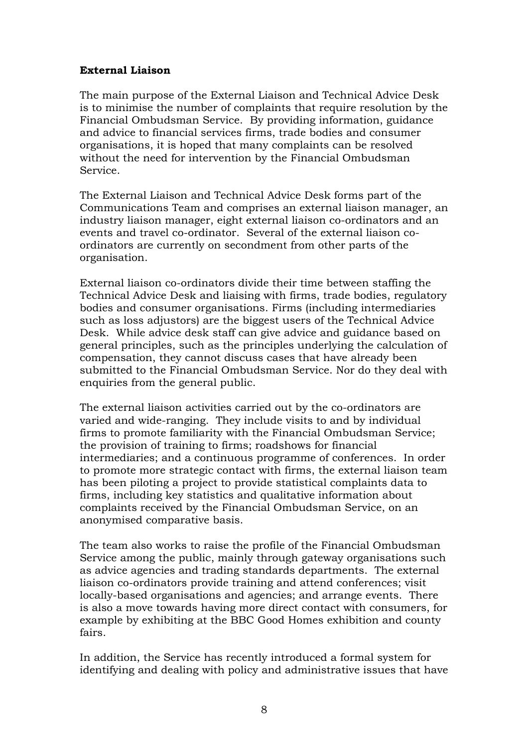**External Liaison**

The main purpose of the External Liaison and Technical Advice Desk is to minimise the number of complaints that require resolution by the Financial Ombudsman Service. By providing information, guidance and advice to financial services firms, trade bodies and consumer organisations, it is hoped that many complaints can be resolved without the need for intervention by the Financial Ombudsman Service.

The External Liaison and Technical Advice Desk forms part of the Communications Team and comprises an external liaison manager, an industry liaison manager, eight external liaison co-ordinators and an events and travel co-ordinator. Several of the external liaison co-ordinators are currently on secondment from other parts of the organisation.

External liaison co-ordinators divide their time between staffing the Technical Advice Desk and liaising with firms, trade bodies, regulatory bodies and consumer organisations. Firms (including intermediaries such as loss adjustors) are the biggest users of the Technical Advice Desk. While advice desk staff can give advice and guidance based on general principles, such as the principles underlying the calculation of compensation, they cannot discuss cases that have already been submitted to the Financial Ombudsman Service. Nor do they deal with enquiries from the general public.

The external liaison activities carried out by the co-ordinators are varied and wide-ranging. They include visits to and by individual firms to promote familiarity with the Financial Ombudsman Service; the provision of training to firms; roadshows for financial intermediaries; and a continuous programme of conferences. In order to promote more strategic contact with firms, the external liaison team has been piloting a project to provide statistical complaints data to firms, including key statistics and qualitative information about complaints received by the Financial Ombudsman Service, on an anonymised comparative basis.

The team also works to raise the profile of the Financial Ombudsman Service among the public, mainly through gateway organisations such as advice agencies and trading standards departments. The external liaison co-ordinators provide training and attend conferences; visit locally-based organisations and agencies; and arrange events. There is also a move towards having more direct contact with consumers, for example by exhibiting at the BBC Good Homes exhibition and county fairs.

In addition, the Service has recently introduced a formal system for identifying and dealing with policy and administrative issues that have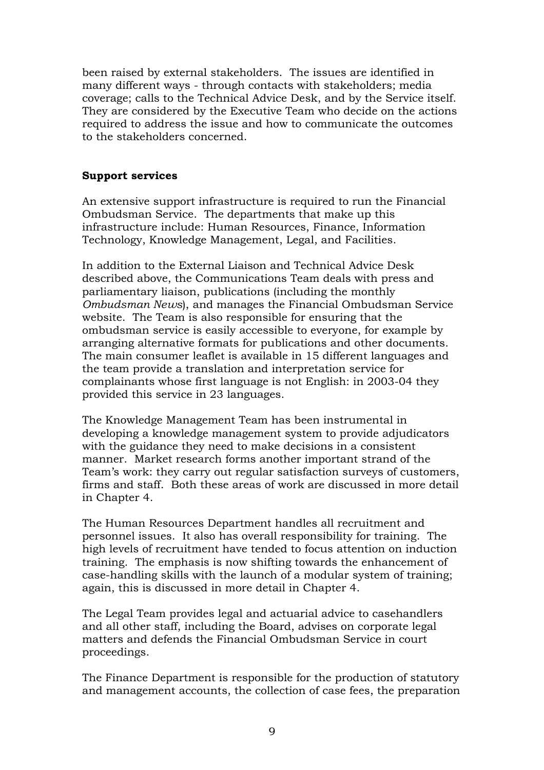been raised by external stakeholders. The issues are identified in many different ways - through contacts with stakeholders; media coverage; calls to the Technical Advice Desk, and by the Service itself. They are considered by the Executive Team who decide on the actions required to address the issue and how to communicate the outcomes to the stakeholders concerned.

### Support services

An extensive support infrastructure is required to run the Financial Ombudsman Service. The departments that make up this infrastructure include: Human Resources, Finance, Information Technology, Knowledge Management, Legal, and Facilities.

In addition to the External Liaison and Technical Advice Desk described above, the Communications Team deals with press and parliamentary liaison, publications (including the monthly *Ombudsman News*), and manages the Financial Ombudsman Service website. The Team is also responsible for ensuring that the ombudsman service is easily accessible to everyone, for example by arranging alternative formats for publications and other documents. The main consumer leaflet is available in 15 different languages and the team provide a translation and interpretation service for complainants whose first language is not English: in 2003-04 they provided this service in 23 languages.

The Knowledge Management Team has been instrumental in developing a knowledge management system to provide adjudicators with the guidance they need to make decisions in a consistent manner. Market research forms another important strand of the Team's work: they carry out regular satisfaction surveys of customers, firms and staff. Both these areas of work are discussed in more detail in Chapter 4.

The Human Resources Department handles all recruitment and personnel issues. It also has overall responsibility for training. The high levels of recruitment have tended to focus attention on induction training. The emphasis is now shifting towards the enhancement of case-handling skills with the launch of a modular system of training; again, this is discussed in more detail in Chapter 4.

The Legal Team provides legal and actuarial advice to casehandlers and all other staff, including the Board, advises on corporate legal matters and defends the Financial Ombudsman Service in court proceedings.

The Finance Department is responsible for the production of statutory and management accounts, the collection of case fees, the preparation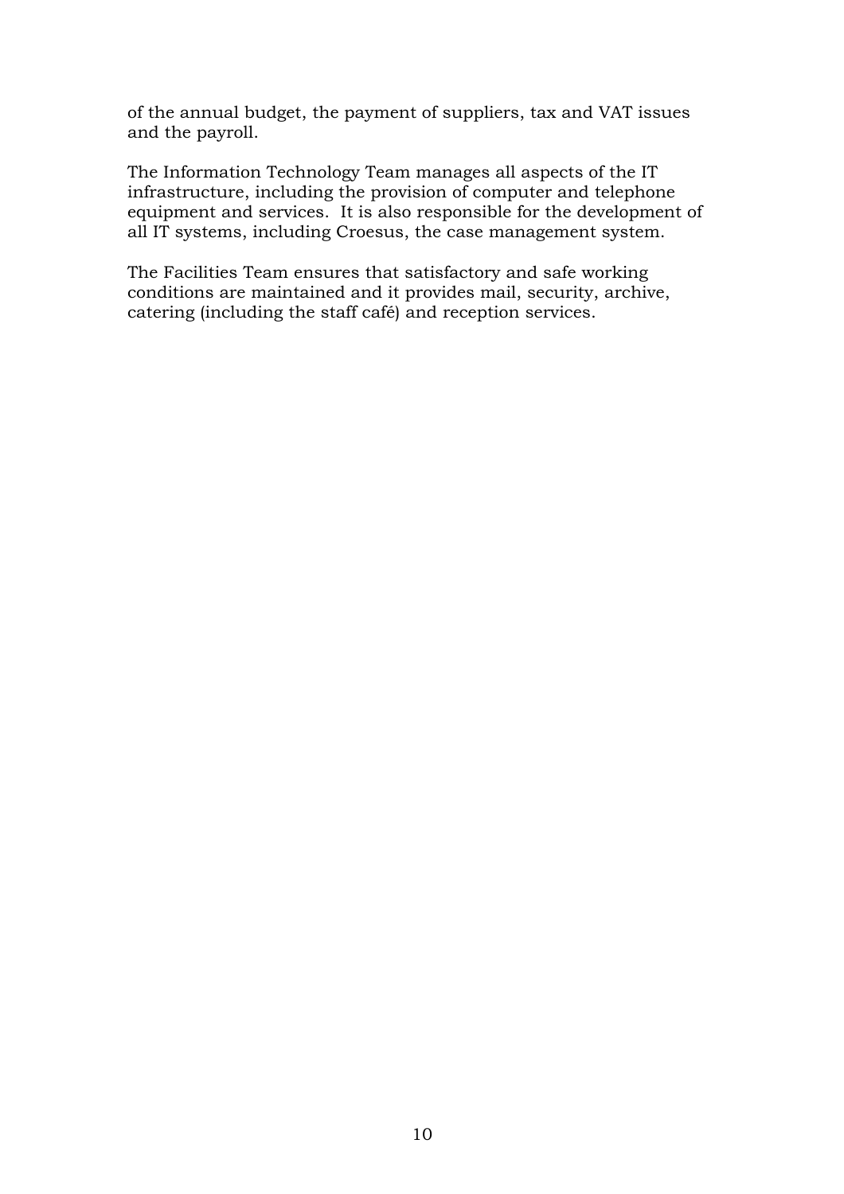of the annual budget, the payment of suppliers, tax and VAT issues and the payroll.

The Information Technology Team manages all aspects of the IT infrastructure, including the provision of computer and telephone equipment and services. It is also responsible for the development of all IT systems, including Croesus, the case management system.

The Facilities Team ensures that satisfactory and safe working conditions are maintained and it provides mail, security, archive, catering (including the staff café) and reception services.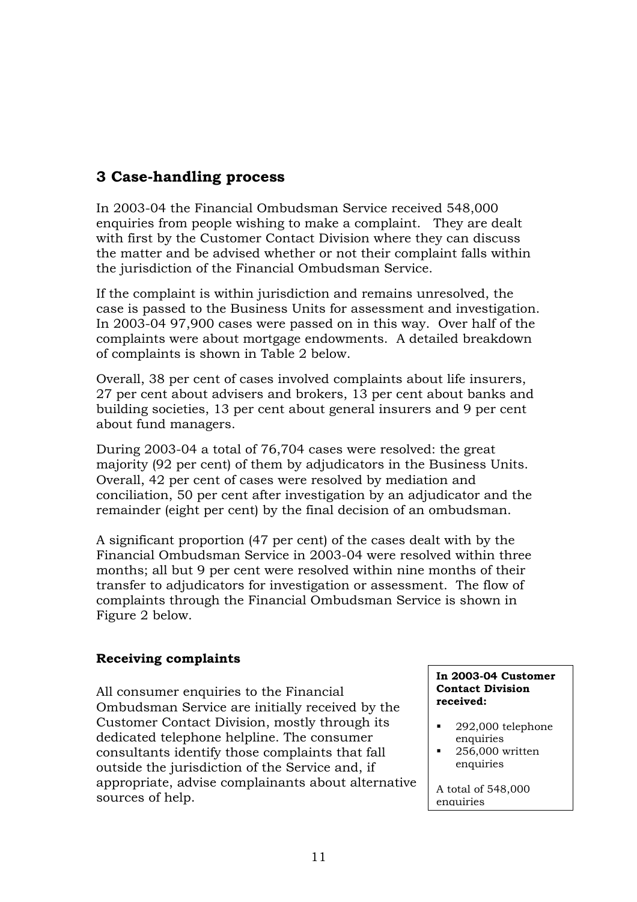## 3 Case-handling process

In 2003-04 the Financial Ombudsman Service received 548,000 enquiries from people wishing to make a complaint. They are dealt with first by the Customer Contact Division where they can discuss the matter and be advised whether or not their complaint falls within the jurisdiction of the Financial Ombudsman Service.

If the complaint is within jurisdiction and remains unresolved, the case is passed to the Business Units for assessment and investigation. In 2003-04 97,900 cases were passed on in this way. Over half of the complaints were about mortgage endowments. A detailed breakdown of complaints is shown in Table 2 below.

Overall, 38 per cent of cases involved complaints about life insurers, 27 per cent about advisers and brokers, 13 per cent about banks and building societies, 13 per cent about general insurers and 9 per cent about fund managers.

During 2003-04 a total of 76,704 cases were resolved: the great majority (92 per cent) of them by adjudicators in the Business Units. Overall, 42 per cent of cases were resolved by mediation and conciliation, 50 per cent after investigation by an adjudicator and the remainder (eight per cent) by the final decision of an ombudsman.

A significant proportion (47 per cent) of the cases dealt with by the Financial Ombudsman Service in 2003-04 were resolved within three months; all but 9 per cent were resolved within nine months of their transfer to adjudicators for investigation or assessment. The flow of complaints through the Financial Ombudsman Service is shown in Figure 2 below.

### Receiving complaints

All consumer enquiries to the Financial Ombudsman Service are initially received by the Customer Contact Division, mostly through its dedicated telephone helpline. The consumer consultants identify those complaints that fall outside the jurisdiction of the Service and, if appropriate, advise complainants about alternative sources of help.

**In 2003-04 Customer Contact Division received:**

- 292,000 telephone enquiries
- 256,000 written enquiries

A total of 548,000 enquiries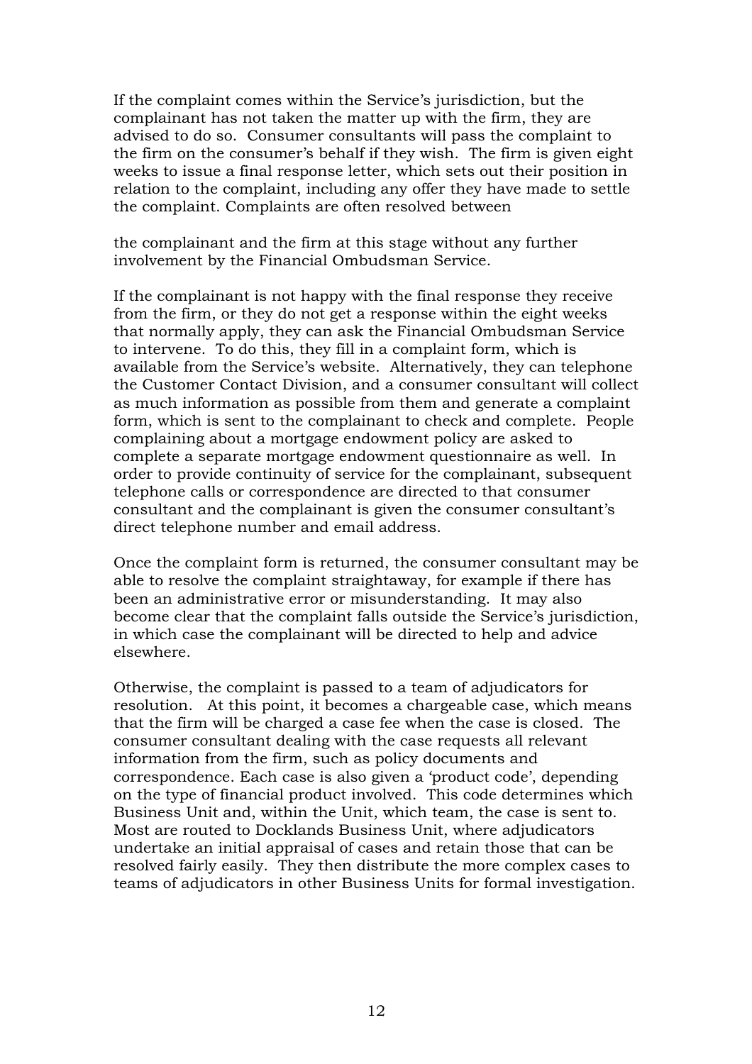If the complaint comes within the Service's jurisdiction, but the complainant has not taken the matter up with the firm, they are advised to do so. Consumer consultants will pass the complaint to the firm on the consumer's behalf if they wish. The firm is given eight weeks to issue a final response letter, which sets out their position in relation to the complaint, including any offer they have made to settle the complaint. Complaints are often resolved between the complainant and the firm at this stage without any further involvement by the Financial Ombudsman Service.

If the complainant is not happy with the final response they receive from the firm, or they do not get a response within the eight weeks that normally apply, they can ask the Financial Ombudsman Service to intervene. To do this, they fill in a complaint form, which is available from the Service's website. Alternatively, they can telephone the Customer Contact Division, and a consumer consultant will collect as much information as possible from them and generate a complaint form, which is sent to the complainant to check and complete. People complaining about a mortgage endowment policy are asked to complete a separate mortgage endowment questionnaire as well. In order to provide continuity of service for the complainant, subsequent telephone calls or correspondence are directed to that consumer consultant and the complainant is given the consumer consultant's direct telephone number and email address.

Once the complaint form is returned, the consumer consultant may be able to resolve the complaint straightaway, for example if there has been an administrative error or misunderstanding. It may also become clear that the complaint falls outside the Service's jurisdiction, in which case the complainant will be directed to help and advice elsewhere.

Otherwise, the complaint is passed to a team of adjudicators for resolution. At this point, it becomes a chargeable case, which means that the firm will be charged a case fee when the case is closed. The consumer consultant dealing with the case requests all relevant information from the firm, such as policy documents and correspondence. Each case is also given a 'product code', depending on the type of financial product involved. This code determines which Business Unit and, within the Unit, which team, the case is sent to. Most are routed to Docklands Business Unit, where adjudicators undertake an initial appraisal of cases and retain those that can be resolved fairly easily. They then distribute the more complex cases to teams of adjudicators in other Business Units for formal investigation.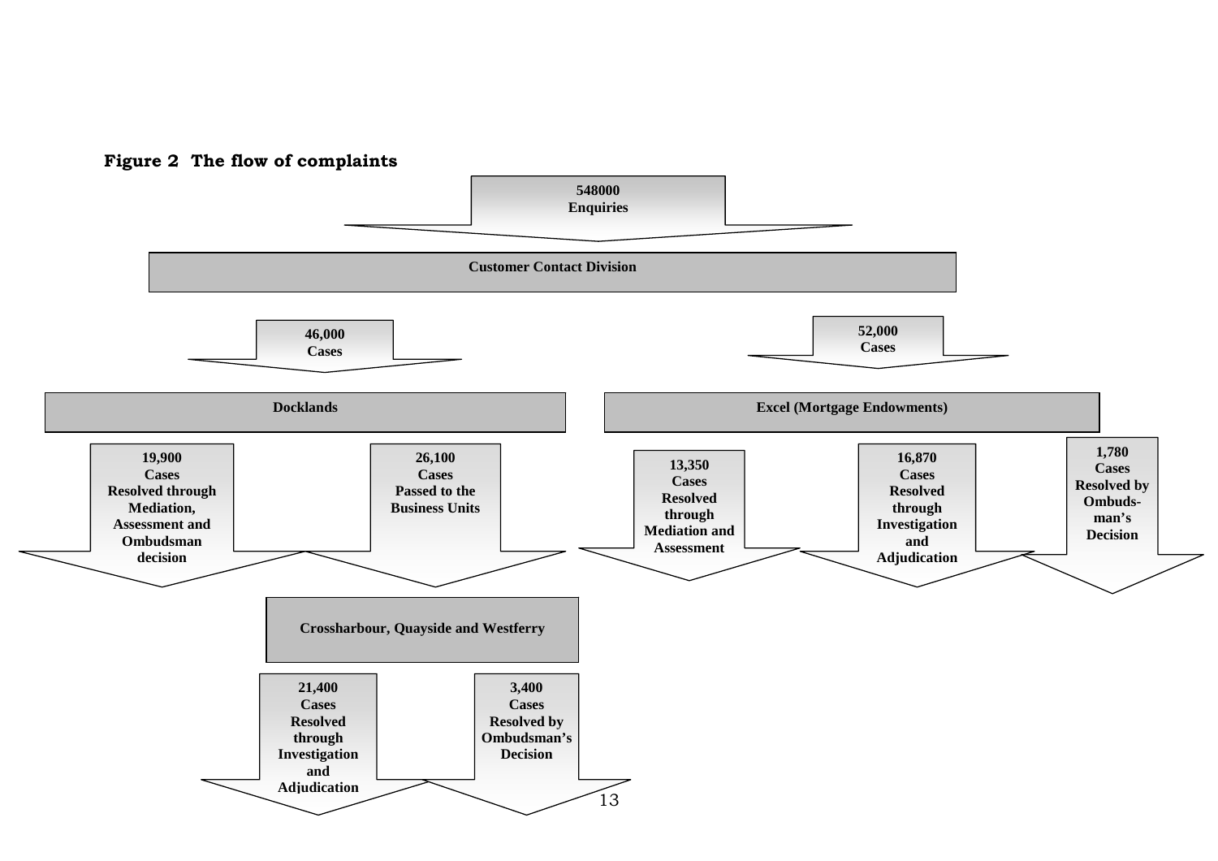**Figure 2 The flow of complaints**

**548000 Enquiries**

**Customer Contact Division**

**46,000 Cases**

**Docklands**

- **19,900 Cases Resolved through Mediation, Assessment and Ombudsman decision**
- **26,100 Cases Passed to the Business Units**

**Crossharbour, Quayside and Westferry**

- **21,400 Cases Resolved through Investigation and Adjudication**
- **3,400 Cases Resolved by Ombudsman's Decision**

**52,000 Cases**

**Excel (Mortgage Endowments)**

- **13,350 Cases Resolved through Mediation and Assessment**
- **16,870 Cases Resolved through Investigation and Adjudication**
- **1,780 Cases Resolved by Ombuds-man's Decision**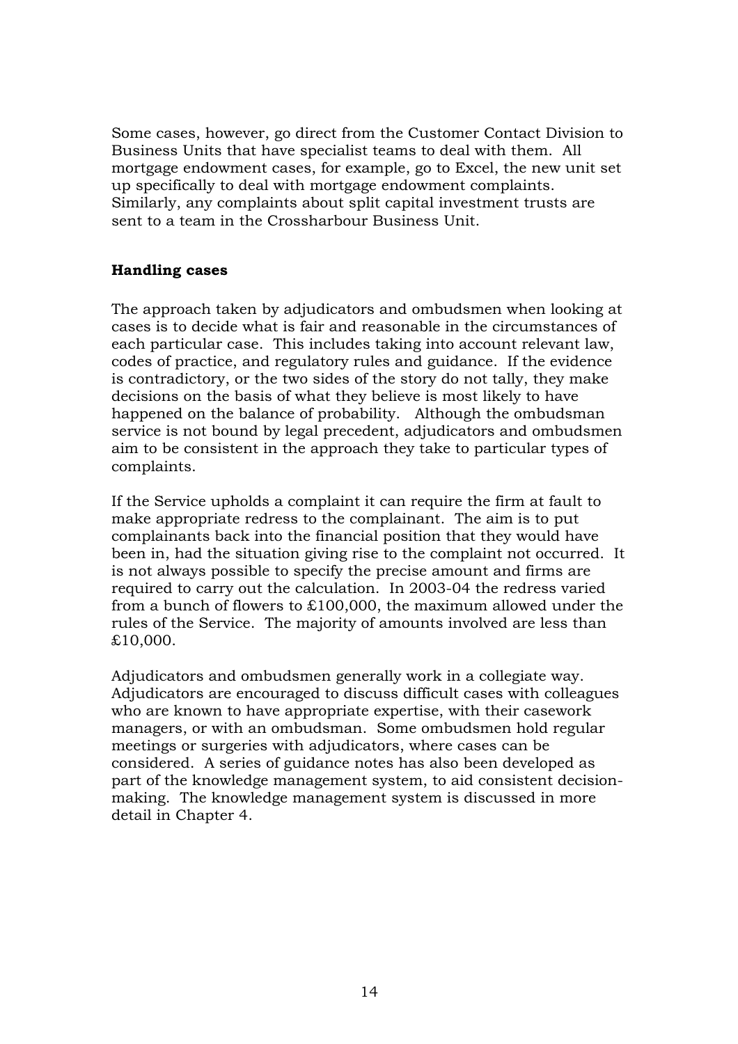Some cases, however, go direct from the Customer Contact Division to Business Units that have specialist teams to deal with them. All mortgage endowment cases, for example, go to Excel, the new unit set up specifically to deal with mortgage endowment complaints. Similarly, any complaints about split capital investment trusts are sent to a team in the Crossharbour Business Unit.

### Handling cases

The approach taken by adjudicators and ombudsmen when looking at cases is to decide what is fair and reasonable in the circumstances of each particular case. This includes taking into account relevant law, codes of practice, and regulatory rules and guidance. If the evidence is contradictory, or the two sides of the story do not tally, they make decisions on the basis of what they believe is most likely to have happened on the balance of probability. Although the ombudsman service is not bound by legal precedent, adjudicators and ombudsmen aim to be consistent in the approach they take to particular types of complaints.

If the Service upholds a complaint it can require the firm at fault to make appropriate redress to the complainant. The aim is to put complainants back into the financial position that they would have been in, had the situation giving rise to the complaint not occurred. It is not always possible to specify the precise amount and firms are required to carry out the calculation. In 2003-04 the redress varied from a bunch of flowers to £100,000, the maximum allowed under the rules of the Service. The majority of amounts involved are less than £10,000.

Adjudicators and ombudsmen generally work in a collegiate way. Adjudicators are encouraged to discuss difficult cases with colleagues who are known to have appropriate expertise, with their casework managers, or with an ombudsman. Some ombudsmen hold regular meetings or surgeries with adjudicators, where cases can be considered. A series of guidance notes has also been developed as part of the knowledge management system, to aid consistent decision-making. The knowledge management system is discussed in more detail in Chapter 4.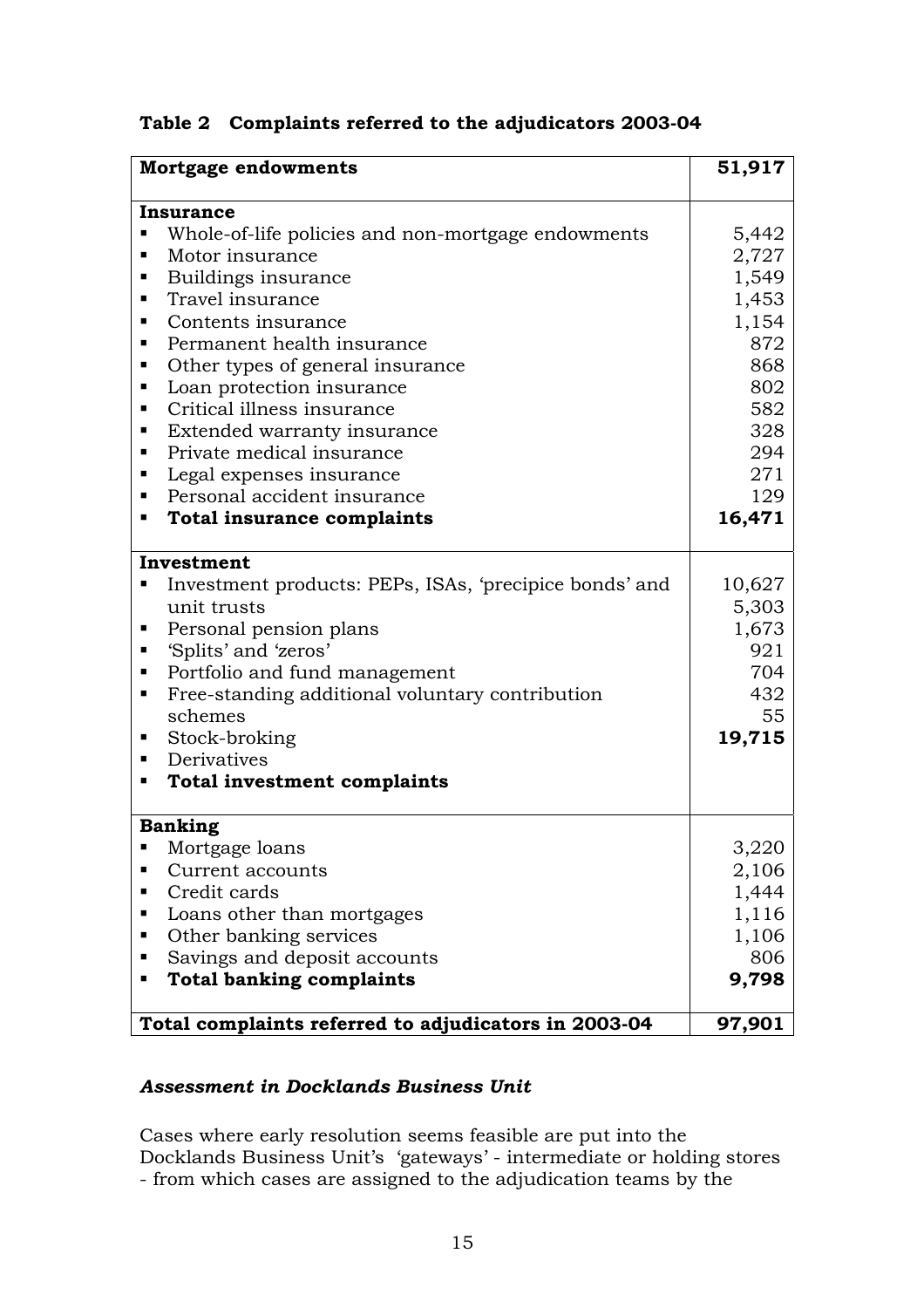**Table 2 Complaints referred to the adjudicators 2003-04**

| Category | Number |
|---|---|
| **Mortgage endowments** | **51,917** |
| **Insurance** | |
| ▪ Whole-of-life policies and non-mortgage endowments | 5,442 |
| ▪ Motor insurance | 2,727 |
| ▪ Buildings insurance | 1,549 |
| ▪ Travel insurance | 1,453 |
| ▪ Contents insurance | 1,154 |
| ▪ Permanent health insurance | 872 |
| ▪ Other types of general insurance | 868 |
| ▪ Loan protection insurance | 802 |
| ▪ Critical illness insurance | 582 |
| ▪ Extended warranty insurance | 328 |
| ▪ Private medical insurance | 294 |
| ▪ Legal expenses insurance | 271 |
| ▪ Personal accident insurance | 129 |
| ▪ **Total insurance complaints** | **16,471** |
| **Investment** | |
| ▪ Investment products: PEPs, ISAs, 'precipice bonds' and unit trusts | 10,627 |
| ▪ Personal pension plans | 5,303 |
| ▪ 'Splits' and 'zeros' | 1,673 |
| ▪ Portfolio and fund management | 921 |
| ▪ Free-standing additional voluntary contribution schemes | 704 |
| ▪ Stock-broking | 432 |
| ▪ Derivatives | 55 |
| ▪ **Total investment complaints** | **19,715** |
| **Banking** | |
| ▪ Mortgage loans | 3,220 |
| ▪ Current accounts | 2,106 |
| ▪ Credit cards | 1,444 |
| ▪ Loans other than mortgages | 1,116 |
| ▪ Other banking services | 1,106 |
| ▪ Savings and deposit accounts | 806 |
| ▪ **Total banking complaints** | **9,798** |
| **Total complaints referred to adjudicators in 2003-04** | **97,901** |

### *Assessment in Docklands Business Unit*

Cases where early resolution seems feasible are put into the Docklands Business Unit's 'gateways' - intermediate or holding stores - from which cases are assigned to the adjudication teams by the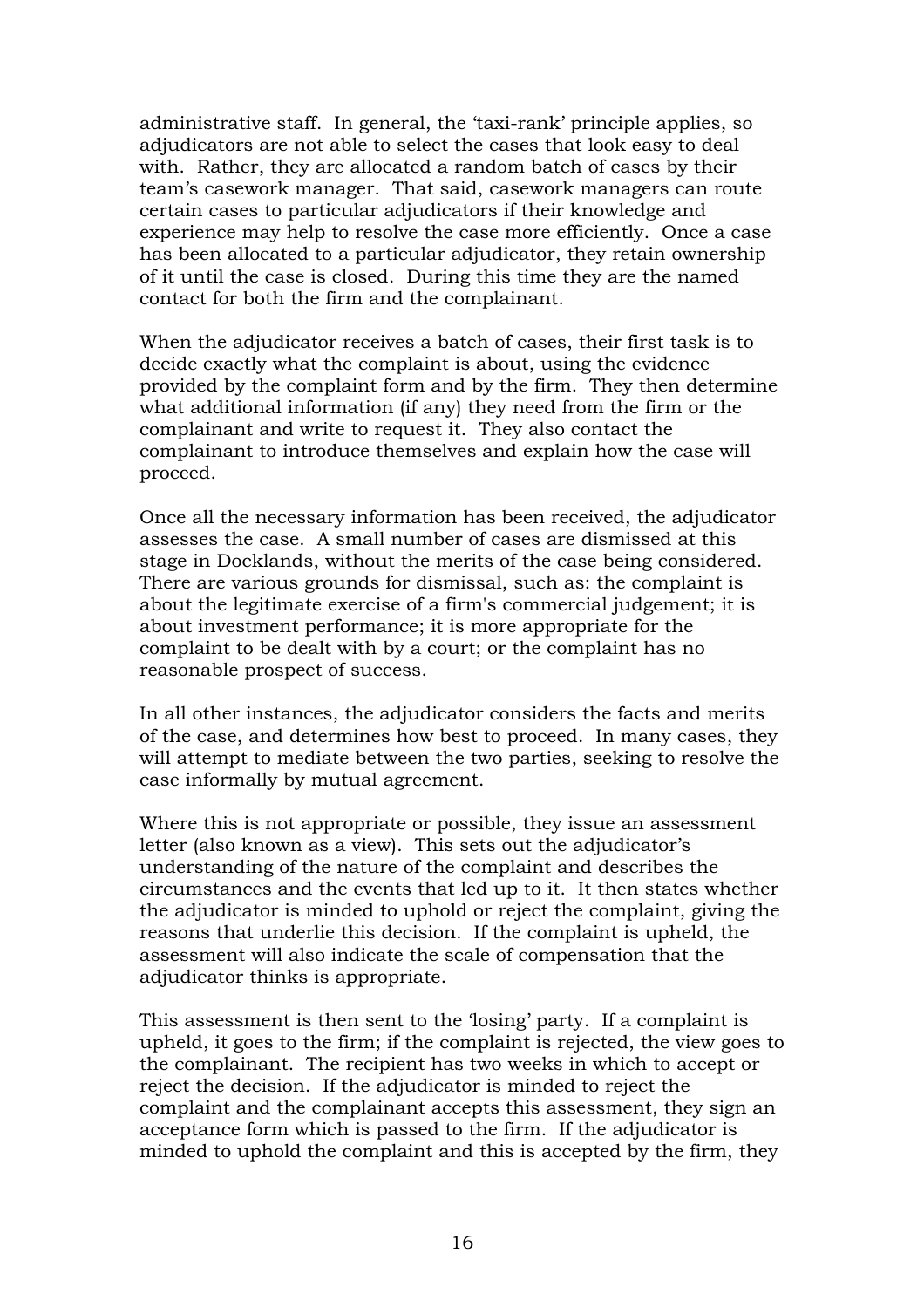administrative staff. In general, the 'taxi-rank' principle applies, so adjudicators are not able to select the cases that look easy to deal with. Rather, they are allocated a random batch of cases by their team's casework manager. That said, casework managers can route certain cases to particular adjudicators if their knowledge and experience may help to resolve the case more efficiently. Once a case has been allocated to a particular adjudicator, they retain ownership of it until the case is closed. During this time they are the named contact for both the firm and the complainant.

When the adjudicator receives a batch of cases, their first task is to decide exactly what the complaint is about, using the evidence provided by the complaint form and by the firm. They then determine what additional information (if any) they need from the firm or the complainant and write to request it. They also contact the complainant to introduce themselves and explain how the case will proceed.

Once all the necessary information has been received, the adjudicator assesses the case. A small number of cases are dismissed at this stage in Docklands, without the merits of the case being considered. There are various grounds for dismissal, such as: the complaint is about the legitimate exercise of a firm's commercial judgement; it is about investment performance; it is more appropriate for the complaint to be dealt with by a court; or the complaint has no reasonable prospect of success.

In all other instances, the adjudicator considers the facts and merits of the case, and determines how best to proceed. In many cases, they will attempt to mediate between the two parties, seeking to resolve the case informally by mutual agreement.

Where this is not appropriate or possible, they issue an assessment letter (also known as a view). This sets out the adjudicator's understanding of the nature of the complaint and describes the circumstances and the events that led up to it. It then states whether the adjudicator is minded to uphold or reject the complaint, giving the reasons that underlie this decision. If the complaint is upheld, the assessment will also indicate the scale of compensation that the adjudicator thinks is appropriate.

This assessment is then sent to the 'losing' party. If a complaint is upheld, it goes to the firm; if the complaint is rejected, the view goes to the complainant. The recipient has two weeks in which to accept or reject the decision. If the adjudicator is minded to reject the complaint and the complainant accepts this assessment, they sign an acceptance form which is passed to the firm. If the adjudicator is minded to uphold the complaint and this is accepted by the firm, they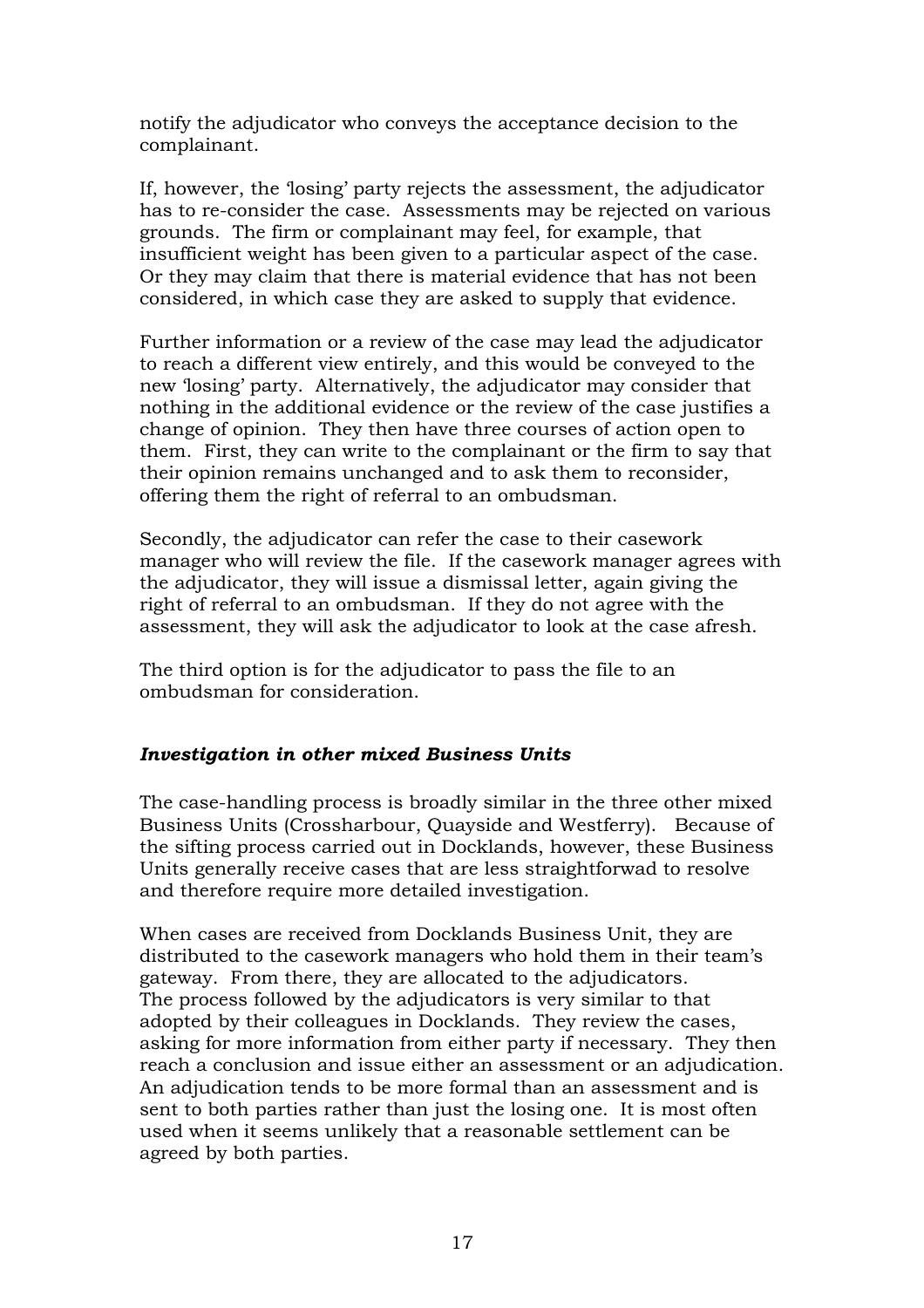notify the adjudicator who conveys the acceptance decision to the complainant.

If, however, the 'losing' party rejects the assessment, the adjudicator has to re-consider the case. Assessments may be rejected on various grounds. The firm or complainant may feel, for example, that insufficient weight has been given to a particular aspect of the case. Or they may claim that there is material evidence that has not been considered, in which case they are asked to supply that evidence.

Further information or a review of the case may lead the adjudicator to reach a different view entirely, and this would be conveyed to the new 'losing' party. Alternatively, the adjudicator may consider that nothing in the additional evidence or the review of the case justifies a change of opinion. They then have three courses of action open to them. First, they can write to the complainant or the firm to say that their opinion remains unchanged and to ask them to reconsider, offering them the right of referral to an ombudsman.

Secondly, the adjudicator can refer the case to their casework manager who will review the file. If the casework manager agrees with the adjudicator, they will issue a dismissal letter, again giving the right of referral to an ombudsman. If they do not agree with the assessment, they will ask the adjudicator to look at the case afresh.

The third option is for the adjudicator to pass the file to an ombudsman for consideration.

### *Investigation in other mixed Business Units*

The case-handling process is broadly similar in the three other mixed Business Units (Crossharbour, Quayside and Westferry). Because of the sifting process carried out in Docklands, however, these Business Units generally receive cases that are less straightforwad to resolve and therefore require more detailed investigation.

When cases are received from Docklands Business Unit, they are distributed to the casework managers who hold them in their team's gateway. From there, they are allocated to the adjudicators. The process followed by the adjudicators is very similar to that adopted by their colleagues in Docklands. They review the cases, asking for more information from either party if necessary. They then reach a conclusion and issue either an assessment or an adjudication. An adjudication tends to be more formal than an assessment and is sent to both parties rather than just the losing one. It is most often used when it seems unlikely that a reasonable settlement can be agreed by both parties.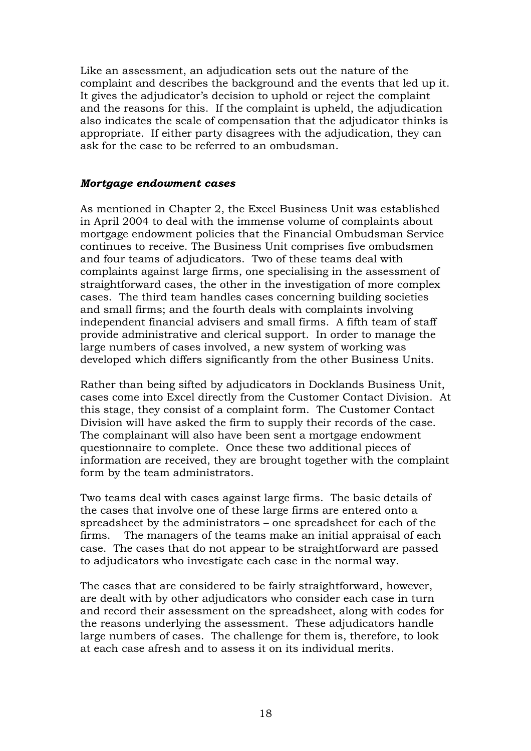Like an assessment, an adjudication sets out the nature of the complaint and describes the background and the events that led up it. It gives the adjudicator's decision to uphold or reject the complaint and the reasons for this. If the complaint is upheld, the adjudication also indicates the scale of compensation that the adjudicator thinks is appropriate. If either party disagrees with the adjudication, they can ask for the case to be referred to an ombudsman.

***Mortgage endowment cases***

As mentioned in Chapter 2, the Excel Business Unit was established in April 2004 to deal with the immense volume of complaints about mortgage endowment policies that the Financial Ombudsman Service continues to receive. The Business Unit comprises five ombudsmen and four teams of adjudicators. Two of these teams deal with complaints against large firms, one specialising in the assessment of straightforward cases, the other in the investigation of more complex cases. The third team handles cases concerning building societies and small firms; and the fourth deals with complaints involving independent financial advisers and small firms. A fifth team of staff provide administrative and clerical support. In order to manage the large numbers of cases involved, a new system of working was developed which differs significantly from the other Business Units.

Rather than being sifted by adjudicators in Docklands Business Unit, cases come into Excel directly from the Customer Contact Division. At this stage, they consist of a complaint form. The Customer Contact Division will have asked the firm to supply their records of the case. The complainant will also have been sent a mortgage endowment questionnaire to complete. Once these two additional pieces of information are received, they are brought together with the complaint form by the team administrators.

Two teams deal with cases against large firms. The basic details of the cases that involve one of these large firms are entered onto a spreadsheet by the administrators – one spreadsheet for each of the firms. The managers of the teams make an initial appraisal of each case. The cases that do not appear to be straightforward are passed to adjudicators who investigate each case in the normal way.

The cases that are considered to be fairly straightforward, however, are dealt with by other adjudicators who consider each case in turn and record their assessment on the spreadsheet, along with codes for the reasons underlying the assessment. These adjudicators handle large numbers of cases. The challenge for them is, therefore, to look at each case afresh and to assess it on its individual merits.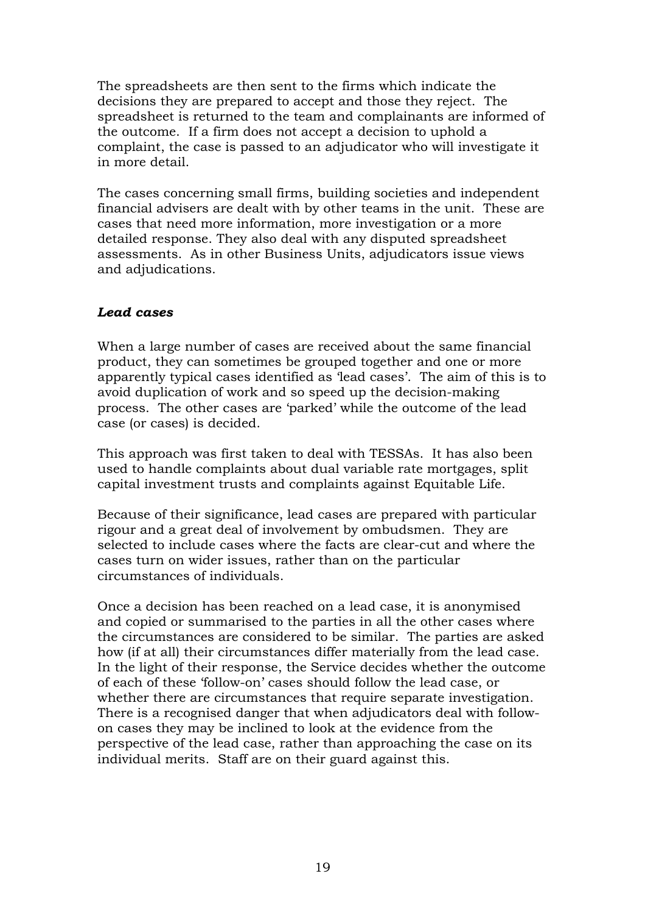The spreadsheets are then sent to the firms which indicate the decisions they are prepared to accept and those they reject. The spreadsheet is returned to the team and complainants are informed of the outcome. If a firm does not accept a decision to uphold a complaint, the case is passed to an adjudicator who will investigate it in more detail.

The cases concerning small firms, building societies and independent financial advisers are dealt with by other teams in the unit. These are cases that need more information, more investigation or a more detailed response. They also deal with any disputed spreadsheet assessments. As in other Business Units, adjudicators issue views and adjudications.

***Lead cases***

When a large number of cases are received about the same financial product, they can sometimes be grouped together and one or more apparently typical cases identified as 'lead cases'. The aim of this is to avoid duplication of work and so speed up the decision-making process. The other cases are 'parked' while the outcome of the lead case (or cases) is decided.

This approach was first taken to deal with TESSAs. It has also been used to handle complaints about dual variable rate mortgages, split capital investment trusts and complaints against Equitable Life.

Because of their significance, lead cases are prepared with particular rigour and a great deal of involvement by ombudsmen. They are selected to include cases where the facts are clear-cut and where the cases turn on wider issues, rather than on the particular circumstances of individuals.

Once a decision has been reached on a lead case, it is anonymised and copied or summarised to the parties in all the other cases where the circumstances are considered to be similar. The parties are asked how (if at all) their circumstances differ materially from the lead case. In the light of their response, the Service decides whether the outcome of each of these 'follow-on' cases should follow the lead case, or whether there are circumstances that require separate investigation. There is a recognised danger that when adjudicators deal with follow-on cases they may be inclined to look at the evidence from the perspective of the lead case, rather than approaching the case on its individual merits. Staff are on their guard against this.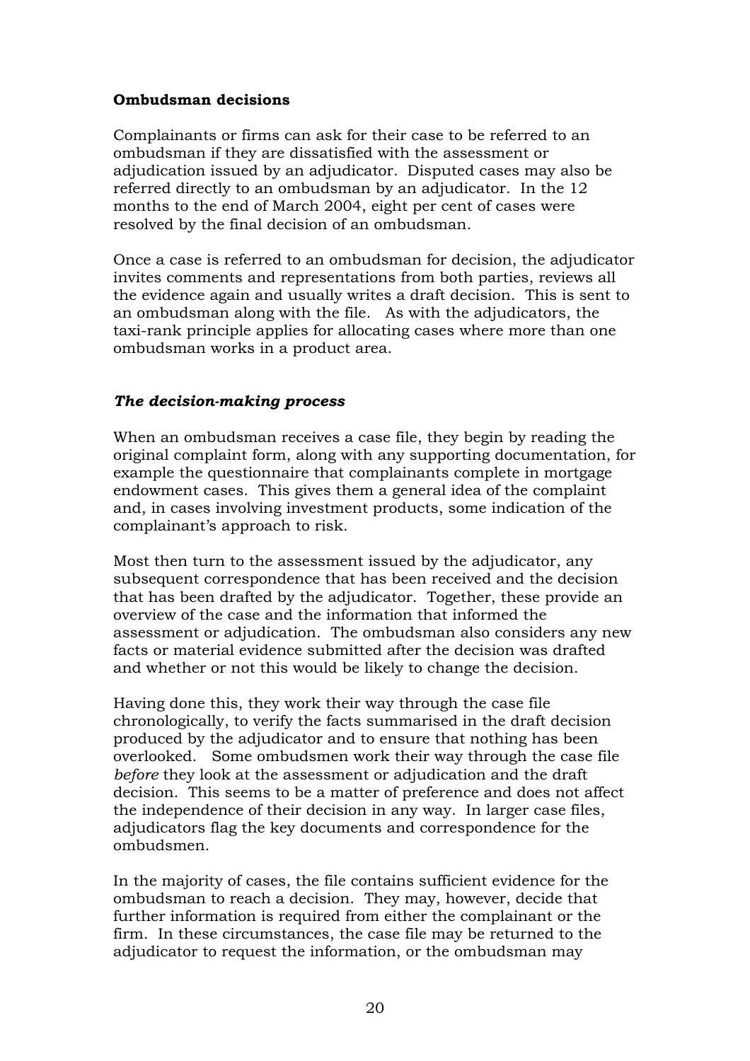**Ombudsman decisions**

Complainants or firms can ask for their case to be referred to an ombudsman if they are dissatisfied with the assessment or adjudication issued by an adjudicator. Disputed cases may also be referred directly to an ombudsman by an adjudicator. In the 12 months to the end of March 2004, eight per cent of cases were resolved by the final decision of an ombudsman.

Once a case is referred to an ombudsman for decision, the adjudicator invites comments and representations from both parties, reviews all the evidence again and usually writes a draft decision. This is sent to an ombudsman along with the file. As with the adjudicators, the taxi-rank principle applies for allocating cases where more than one ombudsman works in a product area.

***The decision-making process***

When an ombudsman receives a case file, they begin by reading the original complaint form, along with any supporting documentation, for example the questionnaire that complainants complete in mortgage endowment cases. This gives them a general idea of the complaint and, in cases involving investment products, some indication of the complainant's approach to risk.

Most then turn to the assessment issued by the adjudicator, any subsequent correspondence that has been received and the decision that has been drafted by the adjudicator. Together, these provide an overview of the case and the information that informed the assessment or adjudication. The ombudsman also considers any new facts or material evidence submitted after the decision was drafted and whether or not this would be likely to change the decision.

Having done this, they work their way through the case file chronologically, to verify the facts summarised in the draft decision produced by the adjudicator and to ensure that nothing has been overlooked. Some ombudsmen work their way through the case file *before* they look at the assessment or adjudication and the draft decision. This seems to be a matter of preference and does not affect the independence of their decision in any way. In larger case files, adjudicators flag the key documents and correspondence for the ombudsmen.

In the majority of cases, the file contains sufficient evidence for the ombudsman to reach a decision. They may, however, decide that further information is required from either the complainant or the firm. In these circumstances, the case file may be returned to the adjudicator to request the information, or the ombudsman may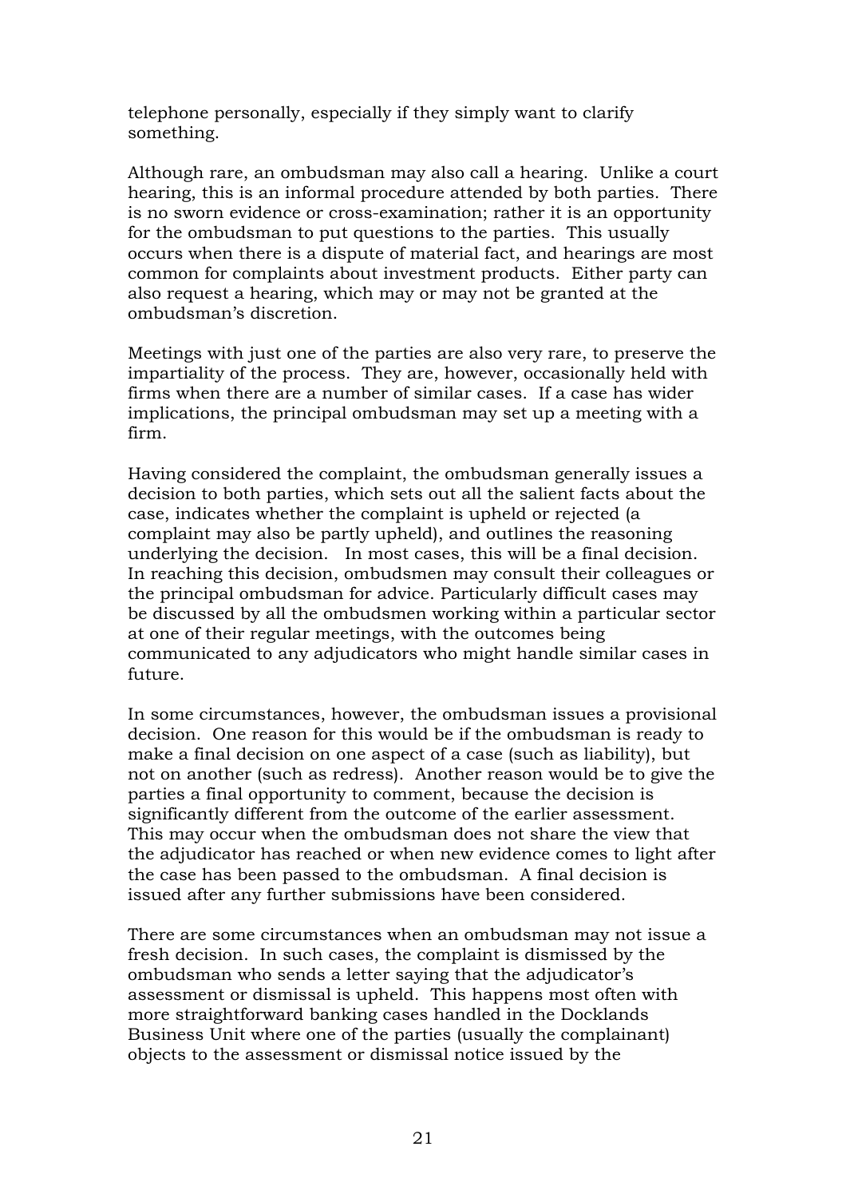telephone personally, especially if they simply want to clarify something.

Although rare, an ombudsman may also call a hearing. Unlike a court hearing, this is an informal procedure attended by both parties. There is no sworn evidence or cross-examination; rather it is an opportunity for the ombudsman to put questions to the parties. This usually occurs when there is a dispute of material fact, and hearings are most common for complaints about investment products. Either party can also request a hearing, which may or may not be granted at the ombudsman's discretion.

Meetings with just one of the parties are also very rare, to preserve the impartiality of the process. They are, however, occasionally held with firms when there are a number of similar cases. If a case has wider implications, the principal ombudsman may set up a meeting with a firm.

Having considered the complaint, the ombudsman generally issues a decision to both parties, which sets out all the salient facts about the case, indicates whether the complaint is upheld or rejected (a complaint may also be partly upheld), and outlines the reasoning underlying the decision. In most cases, this will be a final decision. In reaching this decision, ombudsmen may consult their colleagues or the principal ombudsman for advice. Particularly difficult cases may be discussed by all the ombudsmen working within a particular sector at one of their regular meetings, with the outcomes being communicated to any adjudicators who might handle similar cases in future.

In some circumstances, however, the ombudsman issues a provisional decision. One reason for this would be if the ombudsman is ready to make a final decision on one aspect of a case (such as liability), but not on another (such as redress). Another reason would be to give the parties a final opportunity to comment, because the decision is significantly different from the outcome of the earlier assessment. This may occur when the ombudsman does not share the view that the adjudicator has reached or when new evidence comes to light after the case has been passed to the ombudsman. A final decision is issued after any further submissions have been considered.

There are some circumstances when an ombudsman may not issue a fresh decision. In such cases, the complaint is dismissed by the ombudsman who sends a letter saying that the adjudicator's assessment or dismissal is upheld. This happens most often with more straightforward banking cases handled in the Docklands Business Unit where one of the parties (usually the complainant) objects to the assessment or dismissal notice issued by the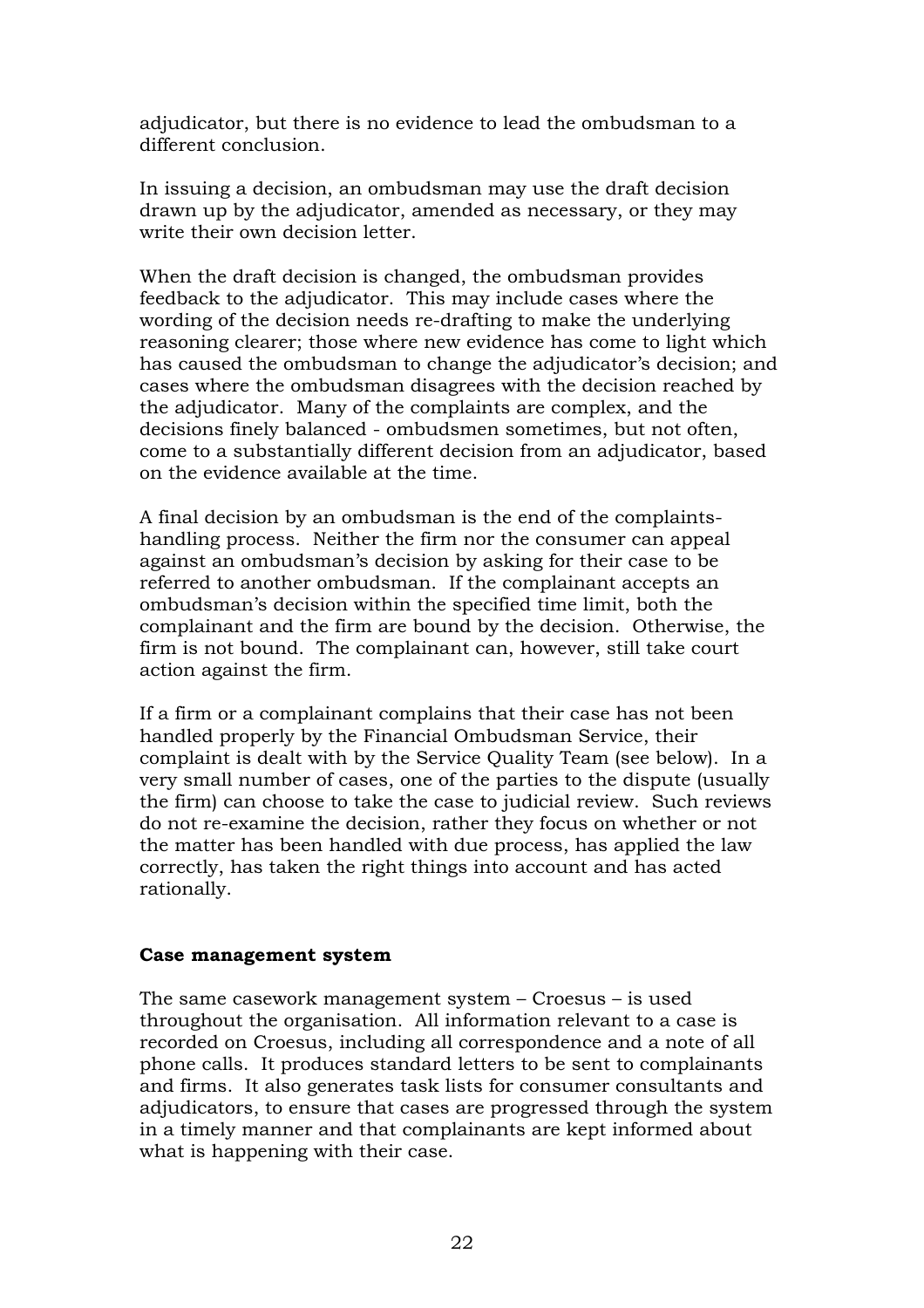adjudicator, but there is no evidence to lead the ombudsman to a different conclusion.

In issuing a decision, an ombudsman may use the draft decision drawn up by the adjudicator, amended as necessary, or they may write their own decision letter.

When the draft decision is changed, the ombudsman provides feedback to the adjudicator. This may include cases where the wording of the decision needs re-drafting to make the underlying reasoning clearer; those where new evidence has come to light which has caused the ombudsman to change the adjudicator's decision; and cases where the ombudsman disagrees with the decision reached by the adjudicator. Many of the complaints are complex, and the decisions finely balanced - ombudsmen sometimes, but not often, come to a substantially different decision from an adjudicator, based on the evidence available at the time.

A final decision by an ombudsman is the end of the complaints-handling process. Neither the firm nor the consumer can appeal against an ombudsman's decision by asking for their case to be referred to another ombudsman. If the complainant accepts an ombudsman's decision within the specified time limit, both the complainant and the firm are bound by the decision. Otherwise, the firm is not bound. The complainant can, however, still take court action against the firm.

If a firm or a complainant complains that their case has not been handled properly by the Financial Ombudsman Service, their complaint is dealt with by the Service Quality Team (see below). In a very small number of cases, one of the parties to the dispute (usually the firm) can choose to take the case to judicial review. Such reviews do not re-examine the decision, rather they focus on whether or not the matter has been handled with due process, has applied the law correctly, has taken the right things into account and has acted rationally.

**Case management system**

The same casework management system – Croesus – is used throughout the organisation. All information relevant to a case is recorded on Croesus, including all correspondence and a note of all phone calls. It produces standard letters to be sent to complainants and firms. It also generates task lists for consumer consultants and adjudicators, to ensure that cases are progressed through the system in a timely manner and that complainants are kept informed about what is happening with their case.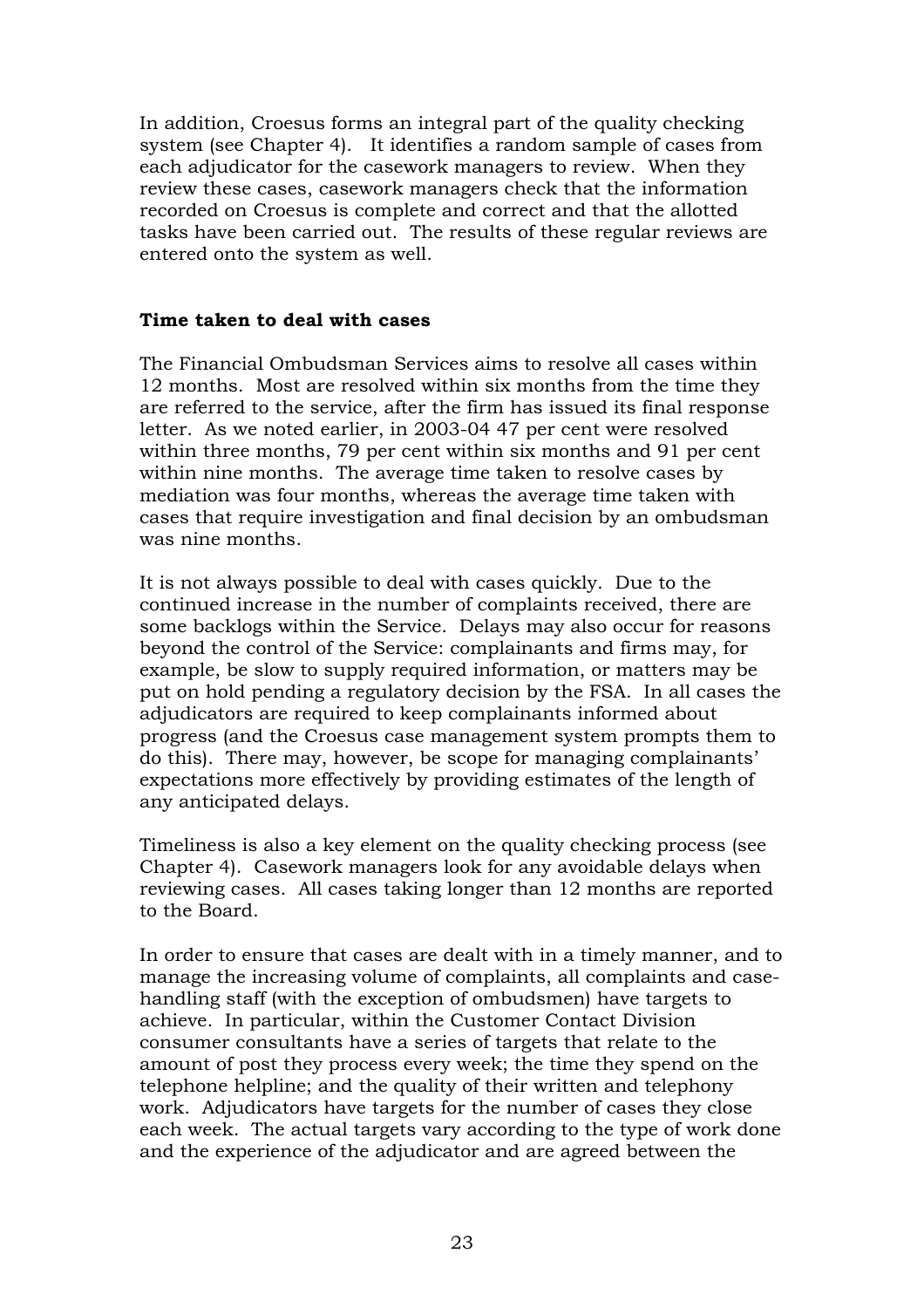In addition, Croesus forms an integral part of the quality checking system (see Chapter 4). It identifies a random sample of cases from each adjudicator for the casework managers to review. When they review these cases, casework managers check that the information recorded on Croesus is complete and correct and that the allotted tasks have been carried out. The results of these regular reviews are entered onto the system as well.

**Time taken to deal with cases**

The Financial Ombudsman Services aims to resolve all cases within 12 months. Most are resolved within six months from the time they are referred to the service, after the firm has issued its final response letter. As we noted earlier, in 2003-04 47 per cent were resolved within three months, 79 per cent within six months and 91 per cent within nine months. The average time taken to resolve cases by mediation was four months, whereas the average time taken with cases that require investigation and final decision by an ombudsman was nine months.

It is not always possible to deal with cases quickly. Due to the continued increase in the number of complaints received, there are some backlogs within the Service. Delays may also occur for reasons beyond the control of the Service: complainants and firms may, for example, be slow to supply required information, or matters may be put on hold pending a regulatory decision by the FSA. In all cases the adjudicators are required to keep complainants informed about progress (and the Croesus case management system prompts them to do this). There may, however, be scope for managing complainants' expectations more effectively by providing estimates of the length of any anticipated delays.

Timeliness is also a key element on the quality checking process (see Chapter 4). Casework managers look for any avoidable delays when reviewing cases. All cases taking longer than 12 months are reported to the Board.

In order to ensure that cases are dealt with in a timely manner, and to manage the increasing volume of complaints, all complaints and case-handling staff (with the exception of ombudsmen) have targets to achieve. In particular, within the Customer Contact Division consumer consultants have a series of targets that relate to the amount of post they process every week; the time they spend on the telephone helpline; and the quality of their written and telephony work. Adjudicators have targets for the number of cases they close each week. The actual targets vary according to the type of work done and the experience of the adjudicator and are agreed between the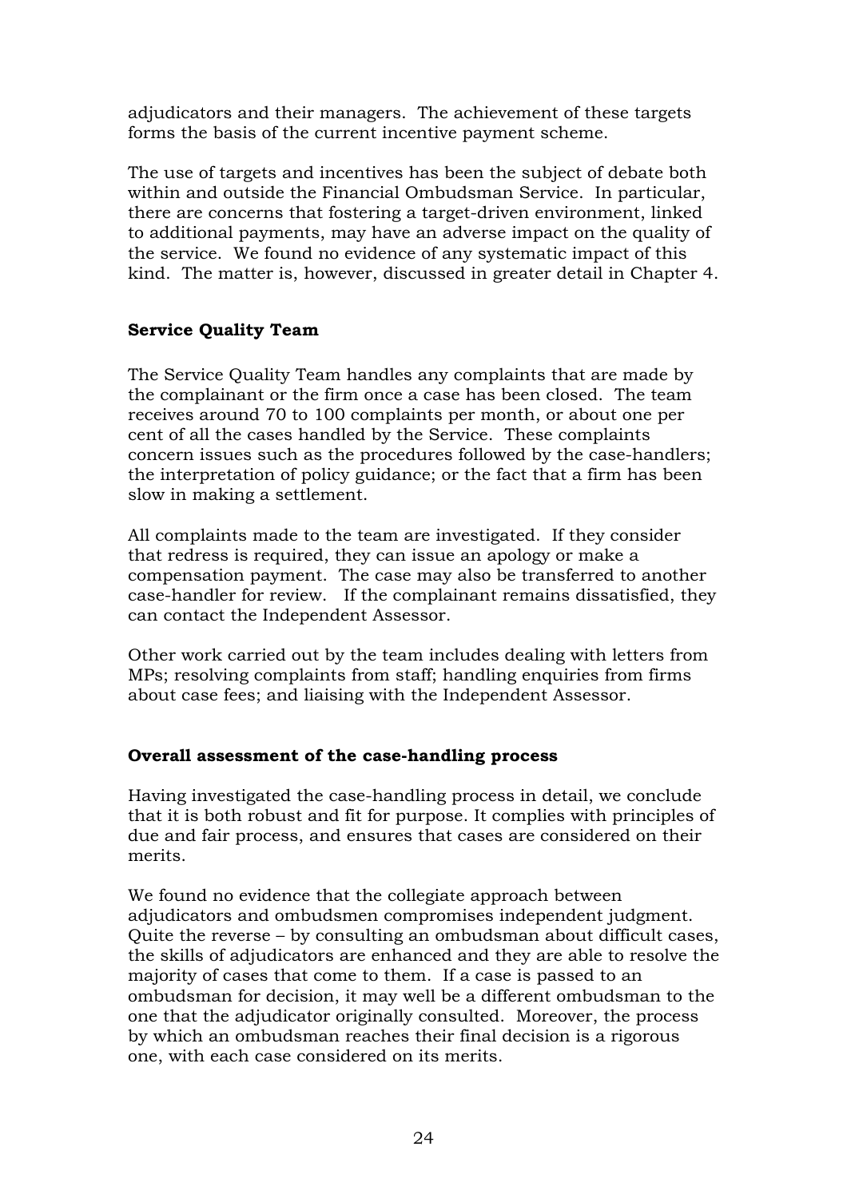adjudicators and their managers. The achievement of these targets forms the basis of the current incentive payment scheme.

The use of targets and incentives has been the subject of debate both within and outside the Financial Ombudsman Service. In particular, there are concerns that fostering a target-driven environment, linked to additional payments, may have an adverse impact on the quality of the service. We found no evidence of any systematic impact of this kind. The matter is, however, discussed in greater detail in Chapter 4.

**Service Quality Team**

The Service Quality Team handles any complaints that are made by the complainant or the firm once a case has been closed. The team receives around 70 to 100 complaints per month, or about one per cent of all the cases handled by the Service. These complaints concern issues such as the procedures followed by the case-handlers; the interpretation of policy guidance; or the fact that a firm has been slow in making a settlement.

All complaints made to the team are investigated. If they consider that redress is required, they can issue an apology or make a compensation payment. The case may also be transferred to another case-handler for review. If the complainant remains dissatisfied, they can contact the Independent Assessor.

Other work carried out by the team includes dealing with letters from MPs; resolving complaints from staff; handling enquiries from firms about case fees; and liaising with the Independent Assessor.

**Overall assessment of the case-handling process**

Having investigated the case-handling process in detail, we conclude that it is both robust and fit for purpose. It complies with principles of due and fair process, and ensures that cases are considered on their merits.

We found no evidence that the collegiate approach between adjudicators and ombudsmen compromises independent judgment. Quite the reverse – by consulting an ombudsman about difficult cases, the skills of adjudicators are enhanced and they are able to resolve the majority of cases that come to them. If a case is passed to an ombudsman for decision, it may well be a different ombudsman to the one that the adjudicator originally consulted. Moreover, the process by which an ombudsman reaches their final decision is a rigorous one, with each case considered on its merits.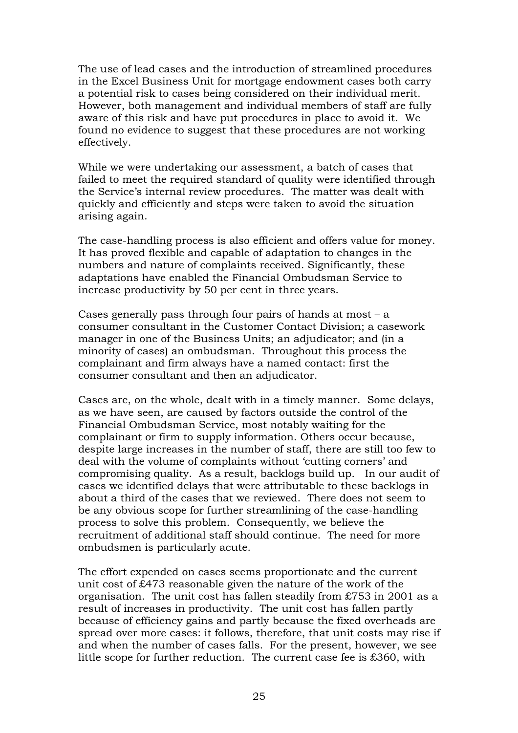The use of lead cases and the introduction of streamlined procedures in the Excel Business Unit for mortgage endowment cases both carry a potential risk to cases being considered on their individual merit. However, both management and individual members of staff are fully aware of this risk and have put procedures in place to avoid it. We found no evidence to suggest that these procedures are not working effectively.

While we were undertaking our assessment, a batch of cases that failed to meet the required standard of quality were identified through the Service's internal review procedures. The matter was dealt with quickly and efficiently and steps were taken to avoid the situation arising again.

The case-handling process is also efficient and offers value for money. It has proved flexible and capable of adaptation to changes in the numbers and nature of complaints received. Significantly, these adaptations have enabled the Financial Ombudsman Service to increase productivity by 50 per cent in three years.

Cases generally pass through four pairs of hands at most – a consumer consultant in the Customer Contact Division; a casework manager in one of the Business Units; an adjudicator; and (in a minority of cases) an ombudsman. Throughout this process the complainant and firm always have a named contact: first the consumer consultant and then an adjudicator.

Cases are, on the whole, dealt with in a timely manner. Some delays, as we have seen, are caused by factors outside the control of the Financial Ombudsman Service, most notably waiting for the complainant or firm to supply information. Others occur because, despite large increases in the number of staff, there are still too few to deal with the volume of complaints without 'cutting corners' and compromising quality. As a result, backlogs build up. In our audit of cases we identified delays that were attributable to these backlogs in about a third of the cases that we reviewed. There does not seem to be any obvious scope for further streamlining of the case-handling process to solve this problem. Consequently, we believe the recruitment of additional staff should continue. The need for more ombudsmen is particularly acute.

The effort expended on cases seems proportionate and the current unit cost of £473 reasonable given the nature of the work of the organisation. The unit cost has fallen steadily from £753 in 2001 as a result of increases in productivity. The unit cost has fallen partly because of efficiency gains and partly because the fixed overheads are spread over more cases: it follows, therefore, that unit costs may rise if and when the number of cases falls. For the present, however, we see little scope for further reduction. The current case fee is £360, with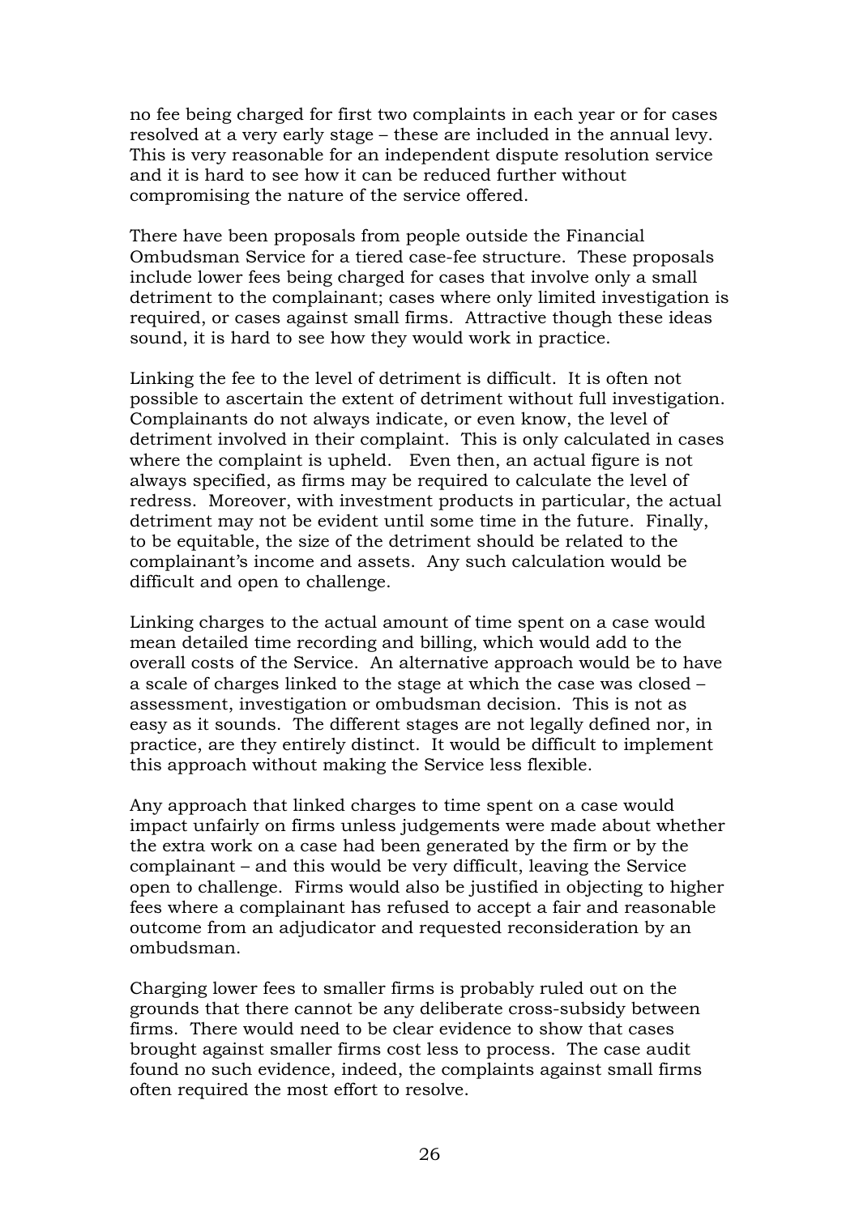no fee being charged for first two complaints in each year or for cases resolved at a very early stage – these are included in the annual levy. This is very reasonable for an independent dispute resolution service and it is hard to see how it can be reduced further without compromising the nature of the service offered.

There have been proposals from people outside the Financial Ombudsman Service for a tiered case-fee structure. These proposals include lower fees being charged for cases that involve only a small detriment to the complainant; cases where only limited investigation is required, or cases against small firms. Attractive though these ideas sound, it is hard to see how they would work in practice.

Linking the fee to the level of detriment is difficult. It is often not possible to ascertain the extent of detriment without full investigation. Complainants do not always indicate, or even know, the level of detriment involved in their complaint. This is only calculated in cases where the complaint is upheld. Even then, an actual figure is not always specified, as firms may be required to calculate the level of redress. Moreover, with investment products in particular, the actual detriment may not be evident until some time in the future. Finally, to be equitable, the size of the detriment should be related to the complainant's income and assets. Any such calculation would be difficult and open to challenge.

Linking charges to the actual amount of time spent on a case would mean detailed time recording and billing, which would add to the overall costs of the Service. An alternative approach would be to have a scale of charges linked to the stage at which the case was closed – assessment, investigation or ombudsman decision. This is not as easy as it sounds. The different stages are not legally defined nor, in practice, are they entirely distinct. It would be difficult to implement this approach without making the Service less flexible.

Any approach that linked charges to time spent on a case would impact unfairly on firms unless judgements were made about whether the extra work on a case had been generated by the firm or by the complainant – and this would be very difficult, leaving the Service open to challenge. Firms would also be justified in objecting to higher fees where a complainant has refused to accept a fair and reasonable outcome from an adjudicator and requested reconsideration by an ombudsman.

Charging lower fees to smaller firms is probably ruled out on the grounds that there cannot be any deliberate cross-subsidy between firms. There would need to be clear evidence to show that cases brought against smaller firms cost less to process. The case audit found no such evidence, indeed, the complaints against small firms often required the most effort to resolve.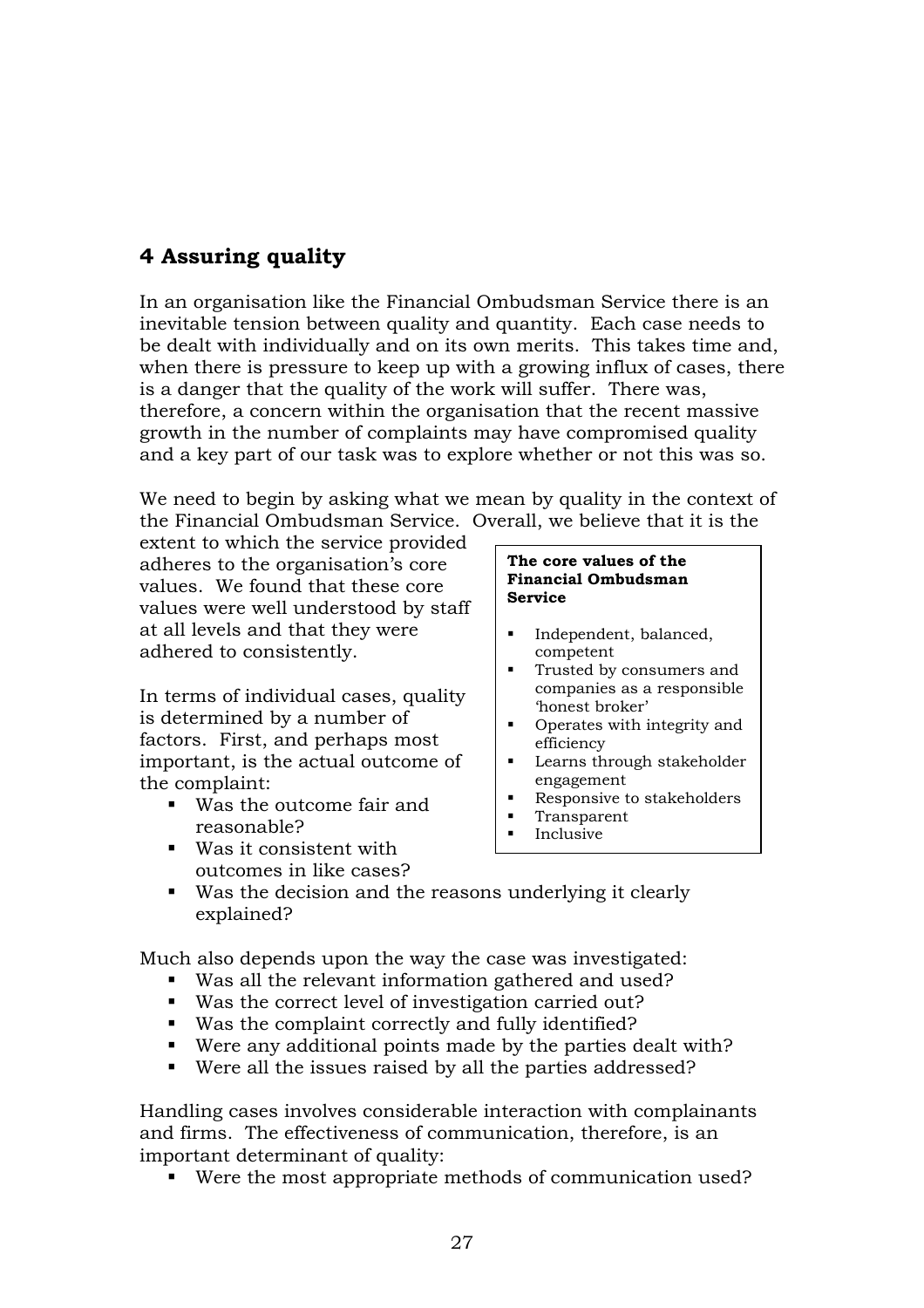## 4 Assuring quality

In an organisation like the Financial Ombudsman Service there is an inevitable tension between quality and quantity. Each case needs to be dealt with individually and on its own merits. This takes time and, when there is pressure to keep up with a growing influx of cases, there is a danger that the quality of the work will suffer. There was, therefore, a concern within the organisation that the recent massive growth in the number of complaints may have compromised quality and a key part of our task was to explore whether or not this was so.

We need to begin by asking what we mean by quality in the context of the Financial Ombudsman Service. Overall, we believe that it is the extent to which the service provided adheres to the organisation's core values. We found that these core values were well understood by staff at all levels and that they were adhered to consistently.

**The core values of the Financial Ombudsman Service**

- Independent, balanced, competent
- Trusted by consumers and companies as a responsible 'honest broker'
- Operates with integrity and efficiency
- Learns through stakeholder engagement
- Responsive to stakeholders
- Transparent
- Inclusive

In terms of individual cases, quality is determined by a number of factors. First, and perhaps most important, is the actual outcome of the complaint:

- Was the outcome fair and reasonable?
- Was it consistent with outcomes in like cases?
- Was the decision and the reasons underlying it clearly explained?

Much also depends upon the way the case was investigated:

- Was all the relevant information gathered and used?
- Was the correct level of investigation carried out?
- Was the complaint correctly and fully identified?
- Were any additional points made by the parties dealt with?
- Were all the issues raised by all the parties addressed?

Handling cases involves considerable interaction with complainants and firms. The effectiveness of communication, therefore, is an important determinant of quality:

- Were the most appropriate methods of communication used?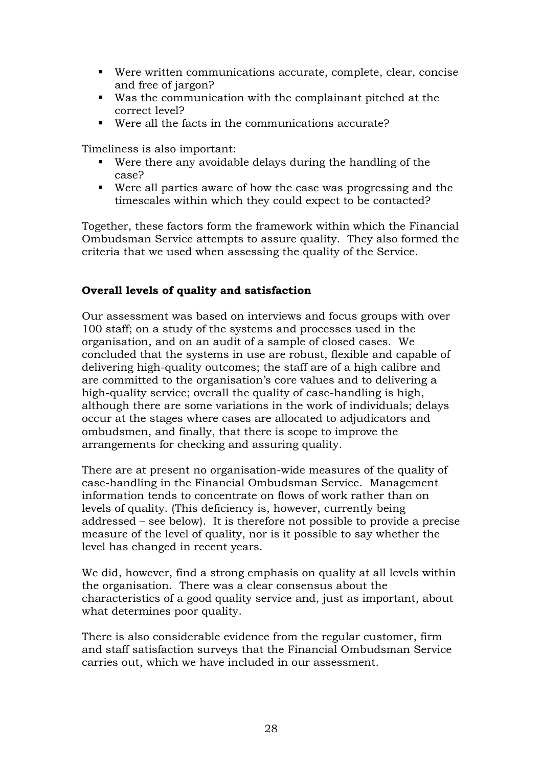- Were written communications accurate, complete, clear, concise and free of jargon?
- Was the communication with the complainant pitched at the correct level?
- Were all the facts in the communications accurate?

Timeliness is also important:

- Were there any avoidable delays during the handling of the case?
- Were all parties aware of how the case was progressing and the timescales within which they could expect to be contacted?

Together, these factors form the framework within which the Financial Ombudsman Service attempts to assure quality. They also formed the criteria that we used when assessing the quality of the Service.

**Overall levels of quality and satisfaction**

Our assessment was based on interviews and focus groups with over 100 staff; on a study of the systems and processes used in the organisation, and on an audit of a sample of closed cases. We concluded that the systems in use are robust, flexible and capable of delivering high-quality outcomes; the staff are of a high calibre and are committed to the organisation's core values and to delivering a high-quality service; overall the quality of case-handling is high, although there are some variations in the work of individuals; delays occur at the stages where cases are allocated to adjudicators and ombudsmen, and finally, that there is scope to improve the arrangements for checking and assuring quality.

There are at present no organisation-wide measures of the quality of case-handling in the Financial Ombudsman Service. Management information tends to concentrate on flows of work rather than on levels of quality. (This deficiency is, however, currently being addressed – see below). It is therefore not possible to provide a precise measure of the level of quality, nor is it possible to say whether the level has changed in recent years.

We did, however, find a strong emphasis on quality at all levels within the organisation. There was a clear consensus about the characteristics of a good quality service and, just as important, about what determines poor quality.

There is also considerable evidence from the regular customer, firm and staff satisfaction surveys that the Financial Ombudsman Service carries out, which we have included in our assessment.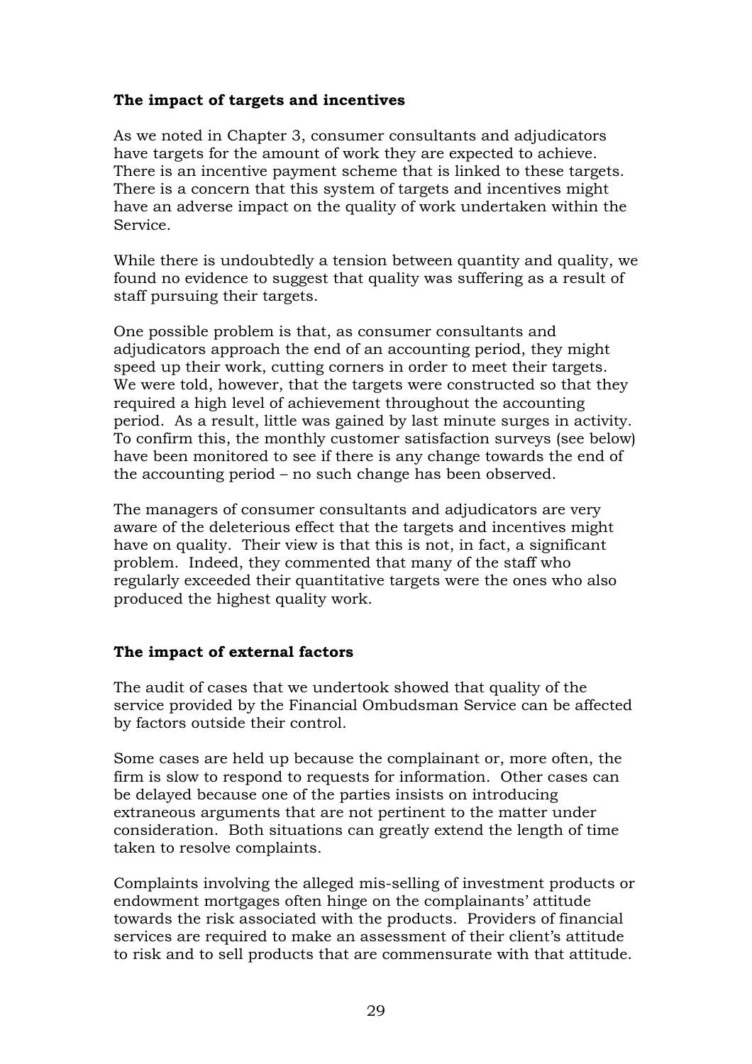### The impact of targets and incentives

As we noted in Chapter 3, consumer consultants and adjudicators have targets for the amount of work they are expected to achieve. There is an incentive payment scheme that is linked to these targets. There is a concern that this system of targets and incentives might have an adverse impact on the quality of work undertaken within the Service.

While there is undoubtedly a tension between quantity and quality, we found no evidence to suggest that quality was suffering as a result of staff pursuing their targets.

One possible problem is that, as consumer consultants and adjudicators approach the end of an accounting period, they might speed up their work, cutting corners in order to meet their targets. We were told, however, that the targets were constructed so that they required a high level of achievement throughout the accounting period. As a result, little was gained by last minute surges in activity. To confirm this, the monthly customer satisfaction surveys (see below) have been monitored to see if there is any change towards the end of the accounting period – no such change has been observed.

The managers of consumer consultants and adjudicators are very aware of the deleterious effect that the targets and incentives might have on quality. Their view is that this is not, in fact, a significant problem. Indeed, they commented that many of the staff who regularly exceeded their quantitative targets were the ones who also produced the highest quality work.

### The impact of external factors

The audit of cases that we undertook showed that quality of the service provided by the Financial Ombudsman Service can be affected by factors outside their control.

Some cases are held up because the complainant or, more often, the firm is slow to respond to requests for information. Other cases can be delayed because one of the parties insists on introducing extraneous arguments that are not pertinent to the matter under consideration. Both situations can greatly extend the length of time taken to resolve complaints.

Complaints involving the alleged mis-selling of investment products or endowment mortgages often hinge on the complainants' attitude towards the risk associated with the products. Providers of financial services are required to make an assessment of their client's attitude to risk and to sell products that are commensurate with that attitude.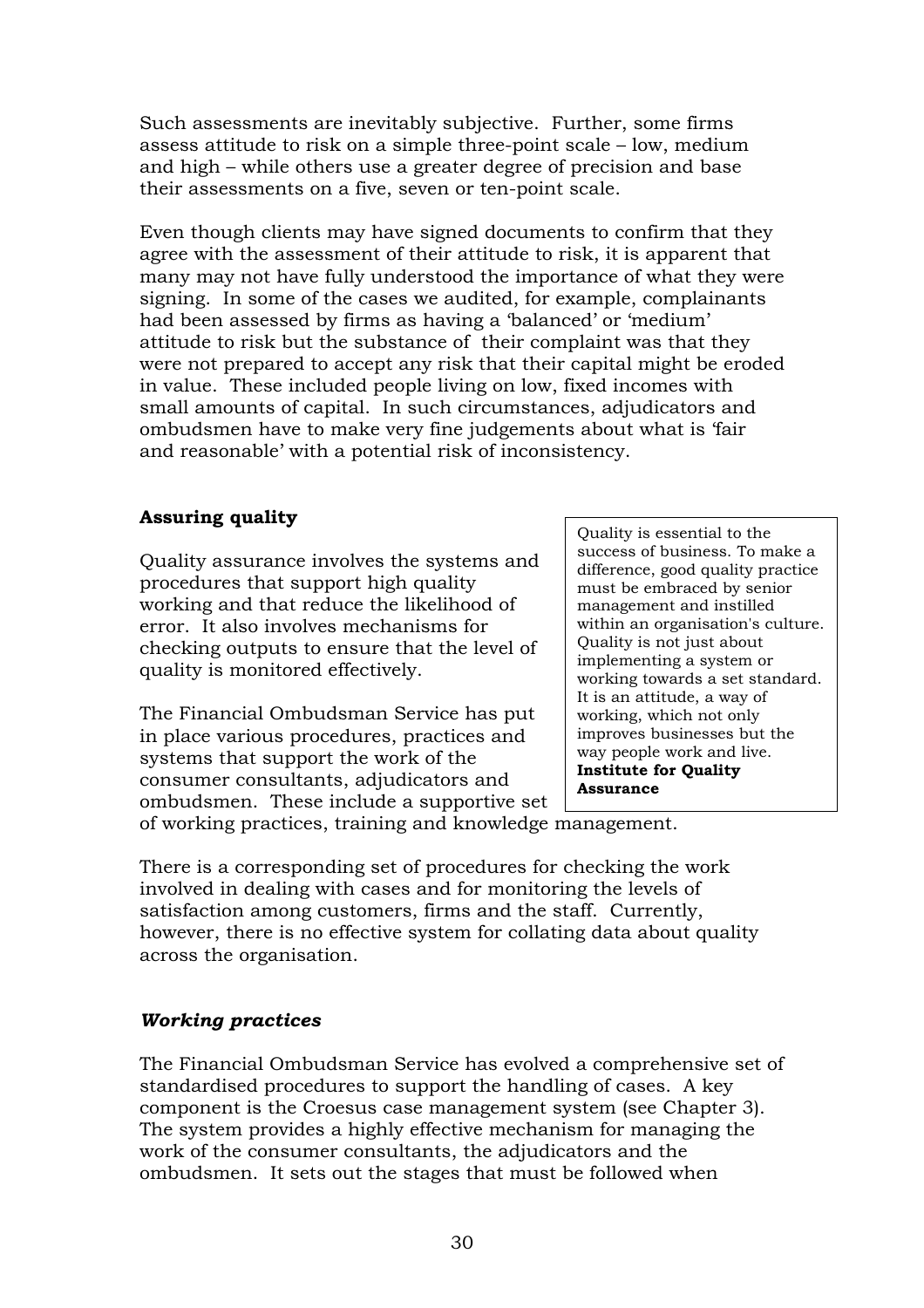Such assessments are inevitably subjective. Further, some firms assess attitude to risk on a simple three-point scale – low, medium and high – while others use a greater degree of precision and base their assessments on a five, seven or ten-point scale.

Even though clients may have signed documents to confirm that they agree with the assessment of their attitude to risk, it is apparent that many may not have fully understood the importance of what they were signing. In some of the cases we audited, for example, complainants had been assessed by firms as having a 'balanced' or 'medium' attitude to risk but the substance of their complaint was that they were not prepared to accept any risk that their capital might be eroded in value. These included people living on low, fixed incomes with small amounts of capital. In such circumstances, adjudicators and ombudsmen have to make very fine judgements about what is 'fair and reasonable' with a potential risk of inconsistency.

### Assuring quality

> Quality is essential to the success of business. To make a difference, good quality practice must be embraced by senior management and instilled within an organisation's culture. Quality is not just about implementing a system or working towards a set standard. It is an attitude, a way of working, which not only improves businesses but the way people work and live.
> **Institute for Quality Assurance**

Quality assurance involves the systems and procedures that support high quality working and that reduce the likelihood of error. It also involves mechanisms for checking outputs to ensure that the level of quality is monitored effectively.

The Financial Ombudsman Service has put in place various procedures, practices and systems that support the work of the consumer consultants, adjudicators and ombudsmen. These include a supportive set of working practices, training and knowledge management.

There is a corresponding set of procedures for checking the work involved in dealing with cases and for monitoring the levels of satisfaction among customers, firms and the staff. Currently, however, there is no effective system for collating data about quality across the organisation.

### *Working practices*

The Financial Ombudsman Service has evolved a comprehensive set of standardised procedures to support the handling of cases. A key component is the Croesus case management system (see Chapter 3). The system provides a highly effective mechanism for managing the work of the consumer consultants, the adjudicators and the ombudsmen. It sets out the stages that must be followed when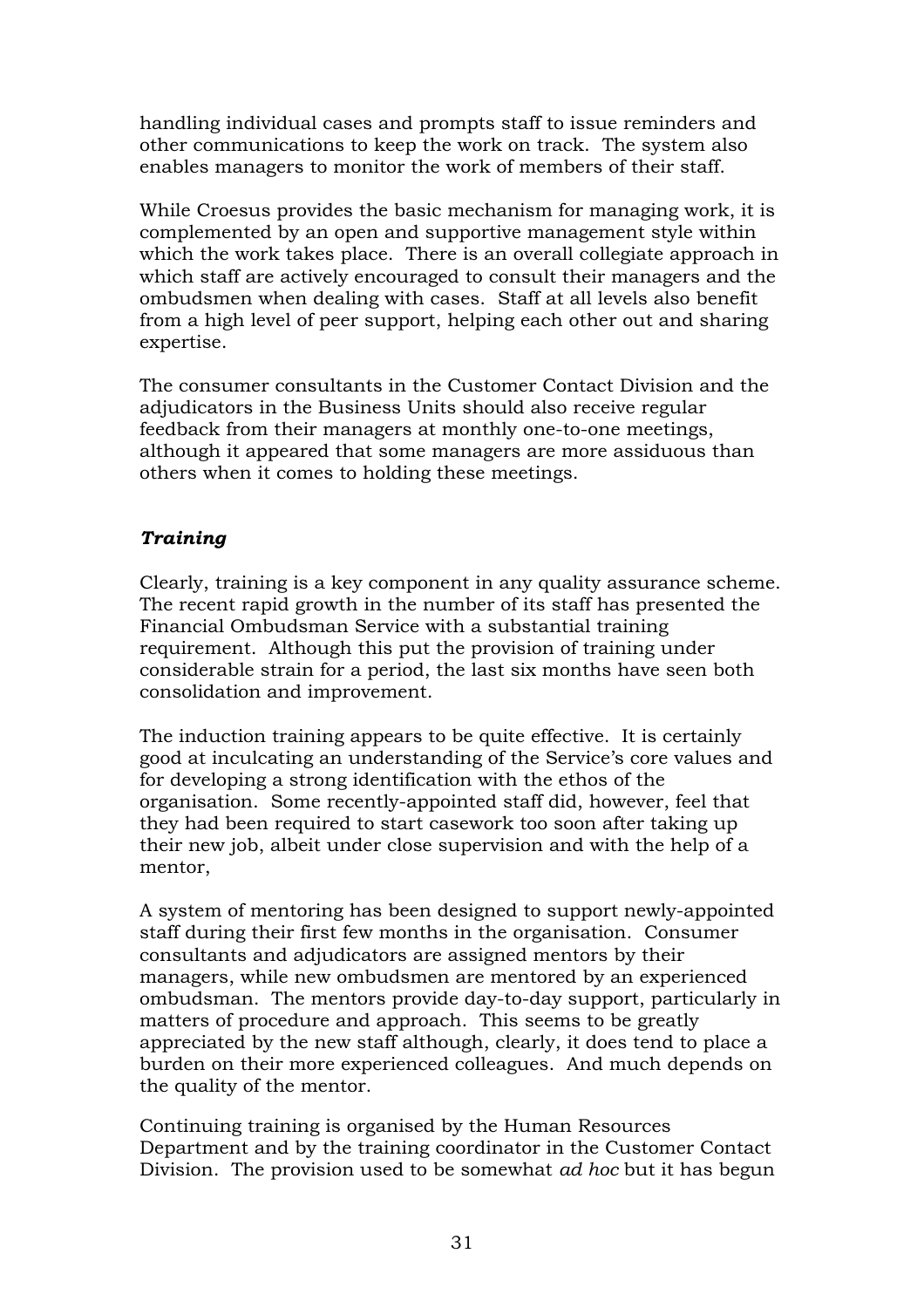handling individual cases and prompts staff to issue reminders and other communications to keep the work on track. The system also enables managers to monitor the work of members of their staff.

While Croesus provides the basic mechanism for managing work, it is complemented by an open and supportive management style within which the work takes place. There is an overall collegiate approach in which staff are actively encouraged to consult their managers and the ombudsmen when dealing with cases. Staff at all levels also benefit from a high level of peer support, helping each other out and sharing expertise.

The consumer consultants in the Customer Contact Division and the adjudicators in the Business Units should also receive regular feedback from their managers at monthly one-to-one meetings, although it appeared that some managers are more assiduous than others when it comes to holding these meetings.

### *Training*

Clearly, training is a key component in any quality assurance scheme. The recent rapid growth in the number of its staff has presented the Financial Ombudsman Service with a substantial training requirement. Although this put the provision of training under considerable strain for a period, the last six months have seen both consolidation and improvement.

The induction training appears to be quite effective. It is certainly good at inculcating an understanding of the Service's core values and for developing a strong identification with the ethos of the organisation. Some recently-appointed staff did, however, feel that they had been required to start casework too soon after taking up their new job, albeit under close supervision and with the help of a mentor,

A system of mentoring has been designed to support newly-appointed staff during their first few months in the organisation. Consumer consultants and adjudicators are assigned mentors by their managers, while new ombudsmen are mentored by an experienced ombudsman. The mentors provide day-to-day support, particularly in matters of procedure and approach. This seems to be greatly appreciated by the new staff although, clearly, it does tend to place a burden on their more experienced colleagues. And much depends on the quality of the mentor.

Continuing training is organised by the Human Resources Department and by the training coordinator in the Customer Contact Division. The provision used to be somewhat *ad hoc* but it has begun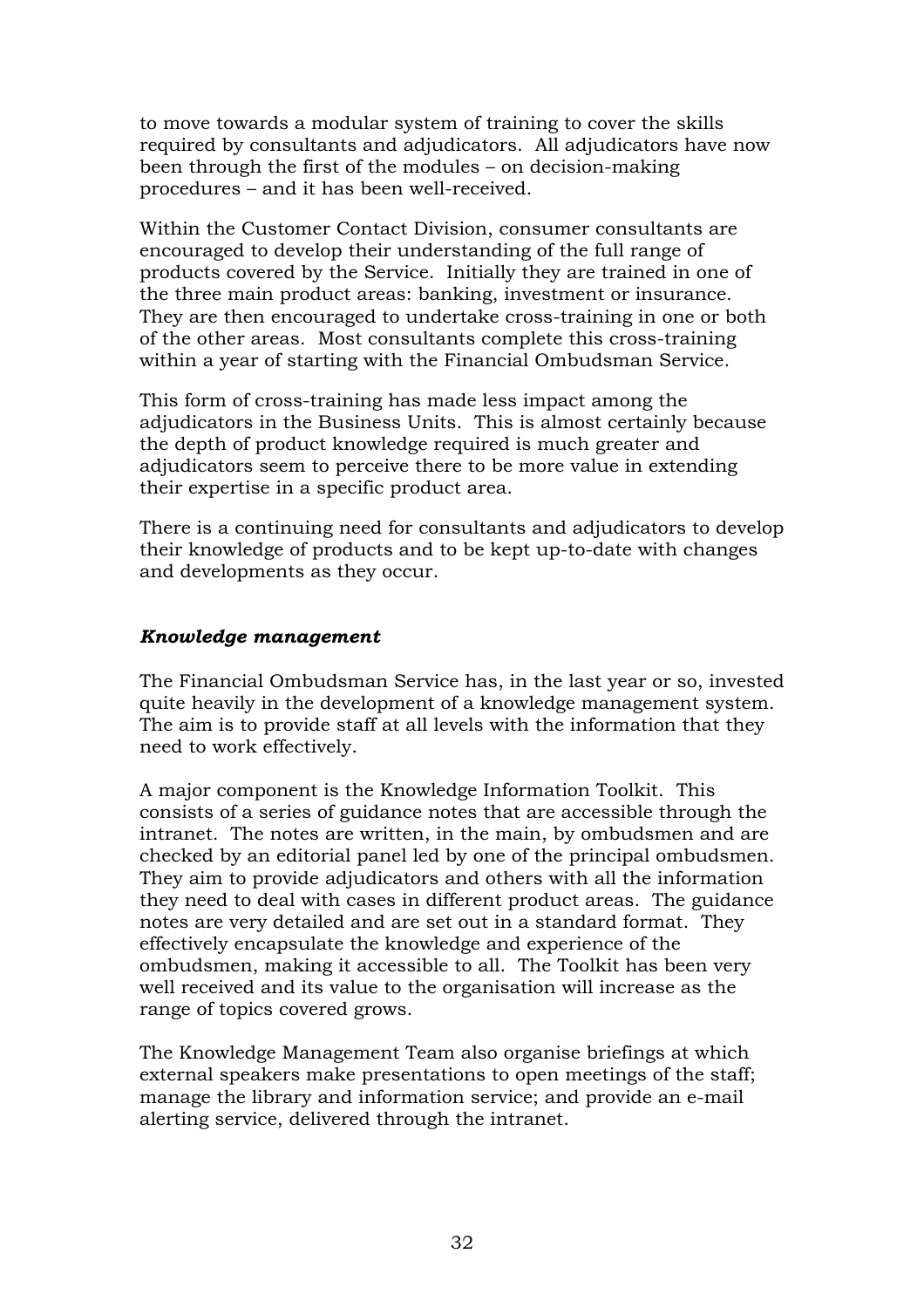to move towards a modular system of training to cover the skills required by consultants and adjudicators. All adjudicators have now been through the first of the modules – on decision-making procedures – and it has been well-received.

Within the Customer Contact Division, consumer consultants are encouraged to develop their understanding of the full range of products covered by the Service. Initially they are trained in one of the three main product areas: banking, investment or insurance. They are then encouraged to undertake cross-training in one or both of the other areas. Most consultants complete this cross-training within a year of starting with the Financial Ombudsman Service.

This form of cross-training has made less impact among the adjudicators in the Business Units. This is almost certainly because the depth of product knowledge required is much greater and adjudicators seem to perceive there to be more value in extending their expertise in a specific product area.

There is a continuing need for consultants and adjudicators to develop their knowledge of products and to be kept up-to-date with changes and developments as they occur.

### ***Knowledge management***

The Financial Ombudsman Service has, in the last year or so, invested quite heavily in the development of a knowledge management system. The aim is to provide staff at all levels with the information that they need to work effectively.

A major component is the Knowledge Information Toolkit. This consists of a series of guidance notes that are accessible through the intranet. The notes are written, in the main, by ombudsmen and are checked by an editorial panel led by one of the principal ombudsmen. They aim to provide adjudicators and others with all the information they need to deal with cases in different product areas. The guidance notes are very detailed and are set out in a standard format. They effectively encapsulate the knowledge and experience of the ombudsmen, making it accessible to all. The Toolkit has been very well received and its value to the organisation will increase as the range of topics covered grows.

The Knowledge Management Team also organise briefings at which external speakers make presentations to open meetings of the staff; manage the library and information service; and provide an e-mail alerting service, delivered through the intranet.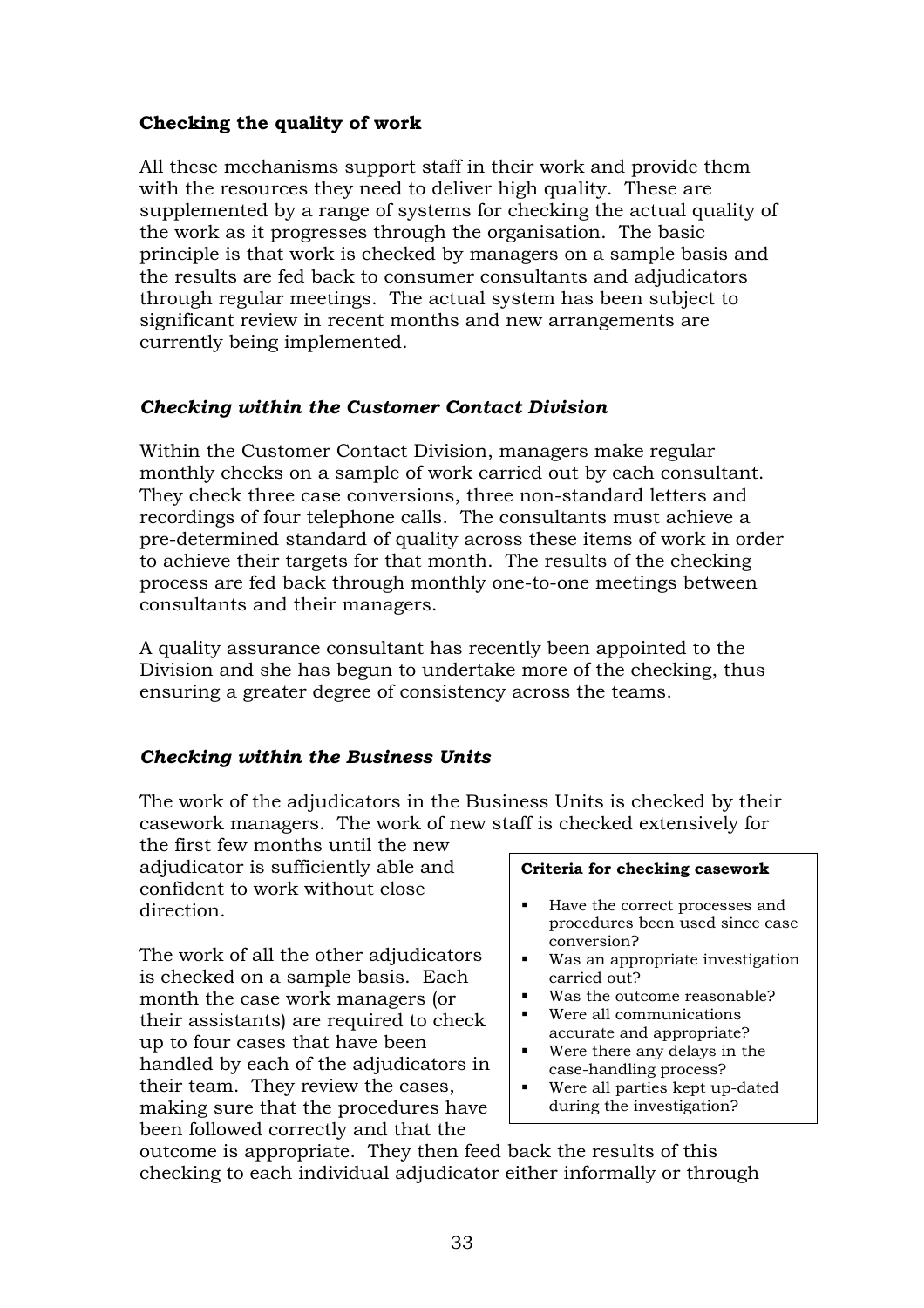### Checking the quality of work

All these mechanisms support staff in their work and provide them with the resources they need to deliver high quality. These are supplemented by a range of systems for checking the actual quality of the work as it progresses through the organisation. The basic principle is that work is checked by managers on a sample basis and the results are fed back to consumer consultants and adjudicators through regular meetings. The actual system has been subject to significant review in recent months and new arrangements are currently being implemented.

#### *Checking within the Customer Contact Division*

Within the Customer Contact Division, managers make regular monthly checks on a sample of work carried out by each consultant. They check three case conversions, three non-standard letters and recordings of four telephone calls. The consultants must achieve a pre-determined standard of quality across these items of work in order to achieve their targets for that month. The results of the checking process are fed back through monthly one-to-one meetings between consultants and their managers.

A quality assurance consultant has recently been appointed to the Division and she has begun to undertake more of the checking, thus ensuring a greater degree of consistency across the teams.

#### *Checking within the Business Units*

The work of the adjudicators in the Business Units is checked by their casework managers. The work of new staff is checked extensively for the first few months until the new adjudicator is sufficiently able and confident to work without close direction.

The work of all the other adjudicators is checked on a sample basis. Each month the case work managers (or their assistants) are required to check up to four cases that have been handled by each of the adjudicators in their team. They review the cases, making sure that the procedures have been followed correctly and that the outcome is appropriate. They then feed back the results of this checking to each individual adjudicator either informally or through

**Criteria for checking casework**

- Have the correct processes and procedures been used since case conversion?
- Was an appropriate investigation carried out?
- Was the outcome reasonable?
- Were all communications accurate and appropriate?
- Were there any delays in the case-handling process?
- Were all parties kept up-dated during the investigation?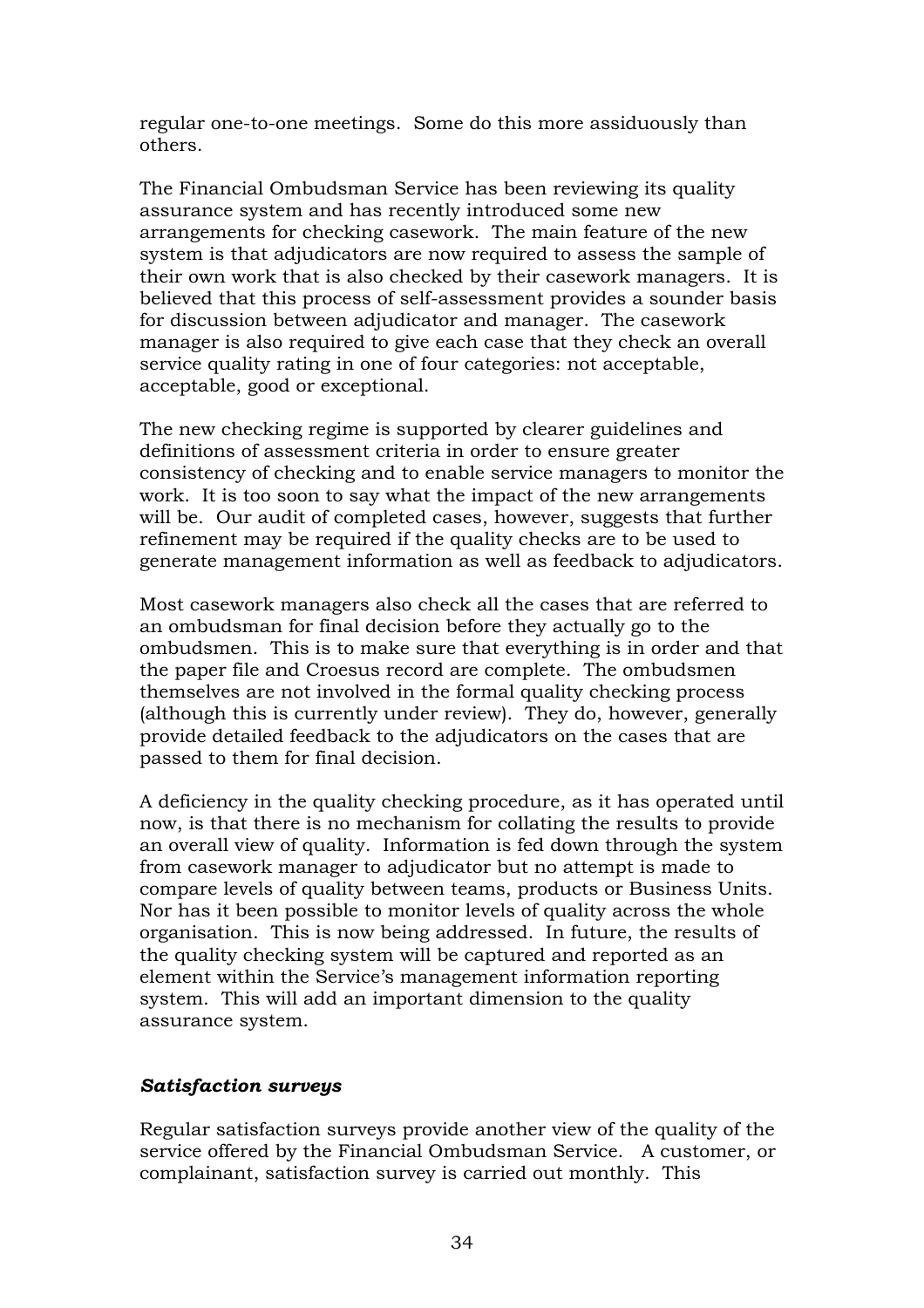regular one-to-one meetings. Some do this more assiduously than others.

The Financial Ombudsman Service has been reviewing its quality assurance system and has recently introduced some new arrangements for checking casework. The main feature of the new system is that adjudicators are now required to assess the sample of their own work that is also checked by their casework managers. It is believed that this process of self-assessment provides a sounder basis for discussion between adjudicator and manager. The casework manager is also required to give each case that they check an overall service quality rating in one of four categories: not acceptable, acceptable, good or exceptional.

The new checking regime is supported by clearer guidelines and definitions of assessment criteria in order to ensure greater consistency of checking and to enable service managers to monitor the work. It is too soon to say what the impact of the new arrangements will be. Our audit of completed cases, however, suggests that further refinement may be required if the quality checks are to be used to generate management information as well as feedback to adjudicators.

Most casework managers also check all the cases that are referred to an ombudsman for final decision before they actually go to the ombudsmen. This is to make sure that everything is in order and that the paper file and Croesus record are complete. The ombudsmen themselves are not involved in the formal quality checking process (although this is currently under review). They do, however, generally provide detailed feedback to the adjudicators on the cases that are passed to them for final decision.

A deficiency in the quality checking procedure, as it has operated until now, is that there is no mechanism for collating the results to provide an overall view of quality. Information is fed down through the system from casework manager to adjudicator but no attempt is made to compare levels of quality between teams, products or Business Units. Nor has it been possible to monitor levels of quality across the whole organisation. This is now being addressed. In future, the results of the quality checking system will be captured and reported as an element within the Service's management information reporting system. This will add an important dimension to the quality assurance system.

### *Satisfaction surveys*

Regular satisfaction surveys provide another view of the quality of the service offered by the Financial Ombudsman Service. A customer, or complainant, satisfaction survey is carried out monthly. This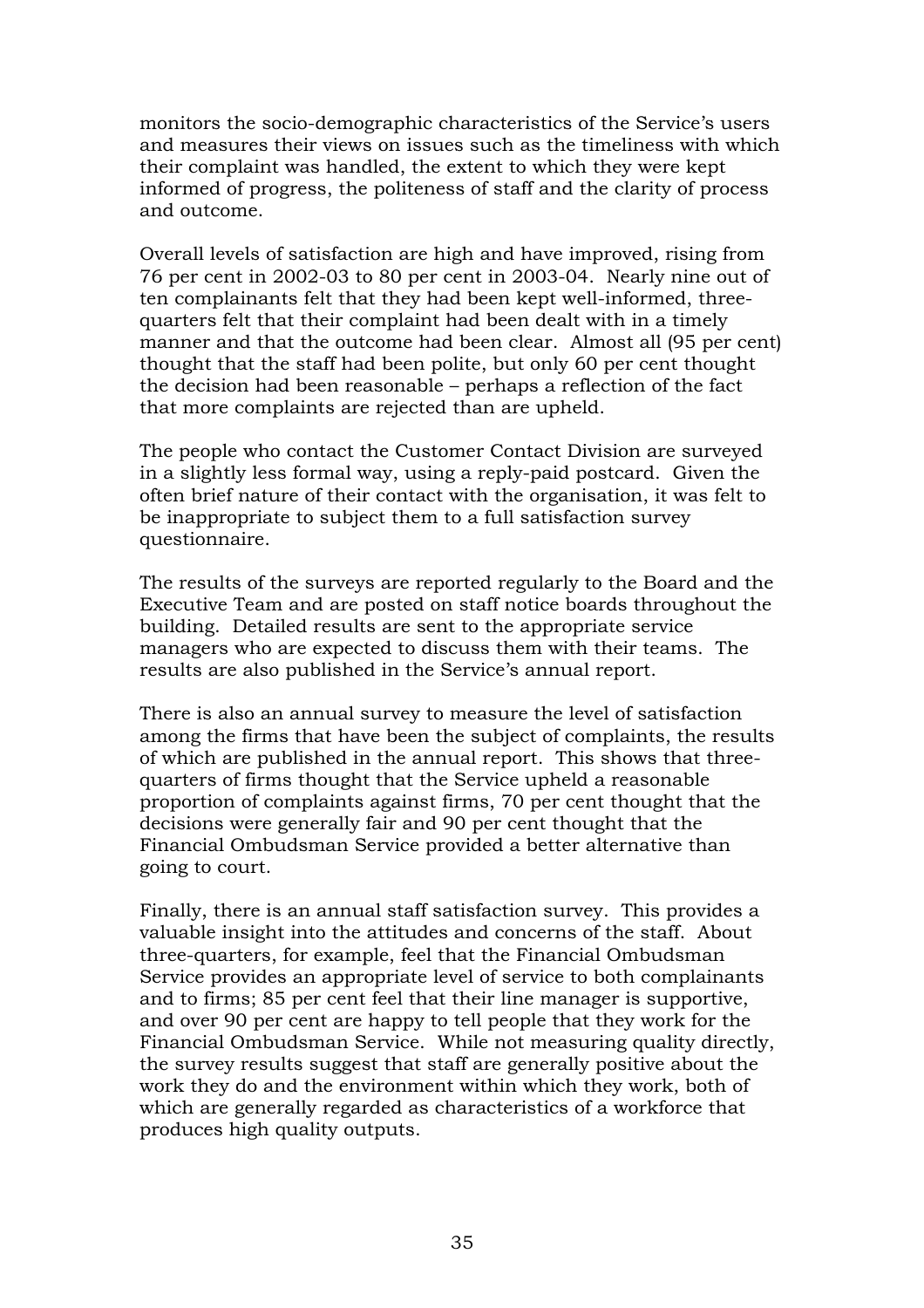monitors the socio-demographic characteristics of the Service's users and measures their views on issues such as the timeliness with which their complaint was handled, the extent to which they were kept informed of progress, the politeness of staff and the clarity of process and outcome.

Overall levels of satisfaction are high and have improved, rising from 76 per cent in 2002-03 to 80 per cent in 2003-04. Nearly nine out of ten complainants felt that they had been kept well-informed, three-quarters felt that their complaint had been dealt with in a timely manner and that the outcome had been clear. Almost all (95 per cent) thought that the staff had been polite, but only 60 per cent thought the decision had been reasonable – perhaps a reflection of the fact that more complaints are rejected than are upheld.

The people who contact the Customer Contact Division are surveyed in a slightly less formal way, using a reply-paid postcard. Given the often brief nature of their contact with the organisation, it was felt to be inappropriate to subject them to a full satisfaction survey questionnaire.

The results of the surveys are reported regularly to the Board and the Executive Team and are posted on staff notice boards throughout the building. Detailed results are sent to the appropriate service managers who are expected to discuss them with their teams. The results are also published in the Service's annual report.

There is also an annual survey to measure the level of satisfaction among the firms that have been the subject of complaints, the results of which are published in the annual report. This shows that three-quarters of firms thought that the Service upheld a reasonable proportion of complaints against firms, 70 per cent thought that the decisions were generally fair and 90 per cent thought that the Financial Ombudsman Service provided a better alternative than going to court.

Finally, there is an annual staff satisfaction survey. This provides a valuable insight into the attitudes and concerns of the staff. About three-quarters, for example, feel that the Financial Ombudsman Service provides an appropriate level of service to both complainants and to firms; 85 per cent feel that their line manager is supportive, and over 90 per cent are happy to tell people that they work for the Financial Ombudsman Service. While not measuring quality directly, the survey results suggest that staff are generally positive about the work they do and the environment within which they work, both of which are generally regarded as characteristics of a workforce that produces high quality outputs.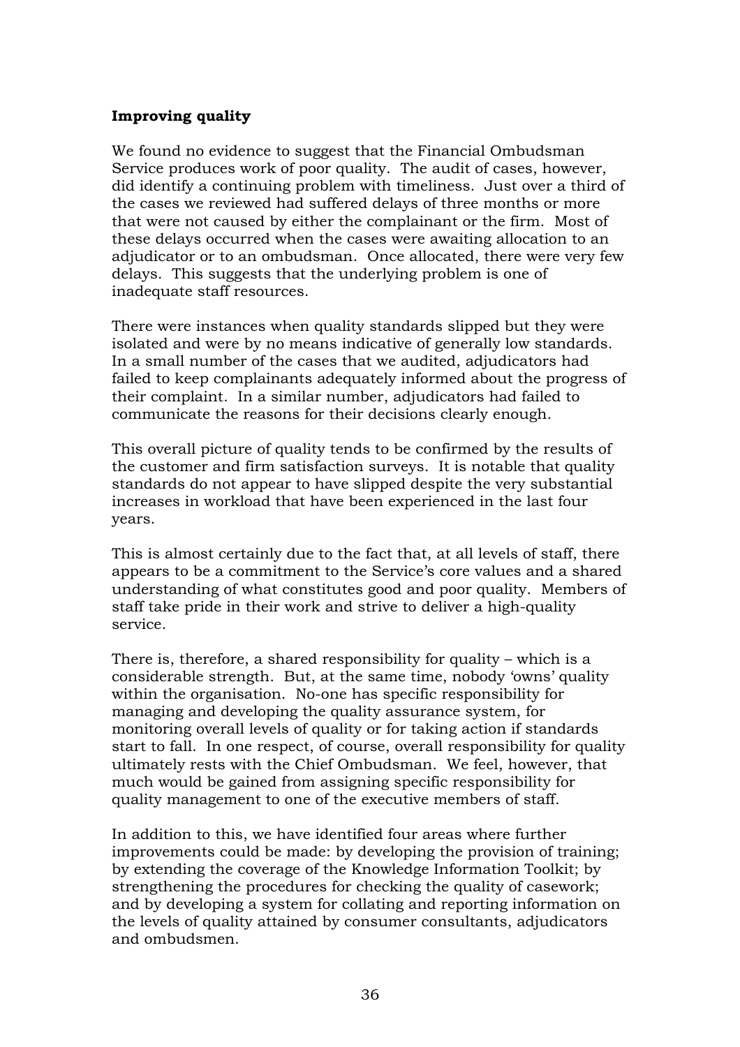**Improving quality**

We found no evidence to suggest that the Financial Ombudsman Service produces work of poor quality. The audit of cases, however, did identify a continuing problem with timeliness. Just over a third of the cases we reviewed had suffered delays of three months or more that were not caused by either the complainant or the firm. Most of these delays occurred when the cases were awaiting allocation to an adjudicator or to an ombudsman. Once allocated, there were very few delays. This suggests that the underlying problem is one of inadequate staff resources.

There were instances when quality standards slipped but they were isolated and were by no means indicative of generally low standards. In a small number of the cases that we audited, adjudicators had failed to keep complainants adequately informed about the progress of their complaint. In a similar number, adjudicators had failed to communicate the reasons for their decisions clearly enough.

This overall picture of quality tends to be confirmed by the results of the customer and firm satisfaction surveys. It is notable that quality standards do not appear to have slipped despite the very substantial increases in workload that have been experienced in the last four years.

This is almost certainly due to the fact that, at all levels of staff, there appears to be a commitment to the Service's core values and a shared understanding of what constitutes good and poor quality. Members of staff take pride in their work and strive to deliver a high-quality service.

There is, therefore, a shared responsibility for quality – which is a considerable strength. But, at the same time, nobody 'owns' quality within the organisation. No-one has specific responsibility for managing and developing the quality assurance system, for monitoring overall levels of quality or for taking action if standards start to fall. In one respect, of course, overall responsibility for quality ultimately rests with the Chief Ombudsman. We feel, however, that much would be gained from assigning specific responsibility for quality management to one of the executive members of staff.

In addition to this, we have identified four areas where further improvements could be made: by developing the provision of training; by extending the coverage of the Knowledge Information Toolkit; by strengthening the procedures for checking the quality of casework; and by developing a system for collating and reporting information on the levels of quality attained by consumer consultants, adjudicators and ombudsmen.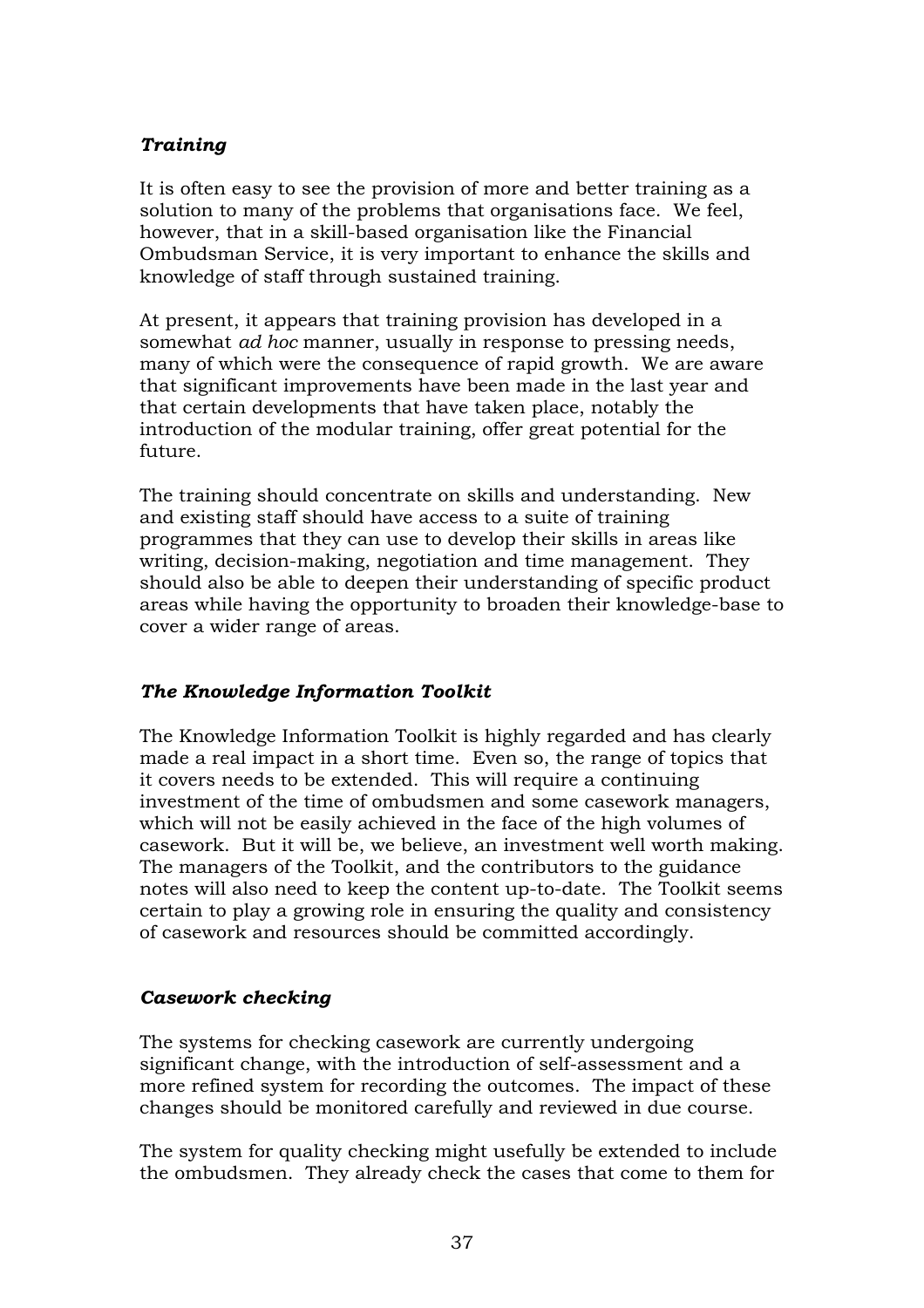### *Training*

It is often easy to see the provision of more and better training as a solution to many of the problems that organisations face. We feel, however, that in a skill-based organisation like the Financial Ombudsman Service, it is very important to enhance the skills and knowledge of staff through sustained training.

At present, it appears that training provision has developed in a somewhat *ad hoc* manner, usually in response to pressing needs, many of which were the consequence of rapid growth. We are aware that significant improvements have been made in the last year and that certain developments that have taken place, notably the introduction of the modular training, offer great potential for the future.

The training should concentrate on skills and understanding. New and existing staff should have access to a suite of training programmes that they can use to develop their skills in areas like writing, decision-making, negotiation and time management. They should also be able to deepen their understanding of specific product areas while having the opportunity to broaden their knowledge-base to cover a wider range of areas.

### *The Knowledge Information Toolkit*

The Knowledge Information Toolkit is highly regarded and has clearly made a real impact in a short time. Even so, the range of topics that it covers needs to be extended. This will require a continuing investment of the time of ombudsmen and some casework managers, which will not be easily achieved in the face of the high volumes of casework. But it will be, we believe, an investment well worth making. The managers of the Toolkit, and the contributors to the guidance notes will also need to keep the content up-to-date. The Toolkit seems certain to play a growing role in ensuring the quality and consistency of casework and resources should be committed accordingly.

### *Casework checking*

The systems for checking casework are currently undergoing significant change, with the introduction of self-assessment and a more refined system for recording the outcomes. The impact of these changes should be monitored carefully and reviewed in due course.

The system for quality checking might usefully be extended to include the ombudsmen. They already check the cases that come to them for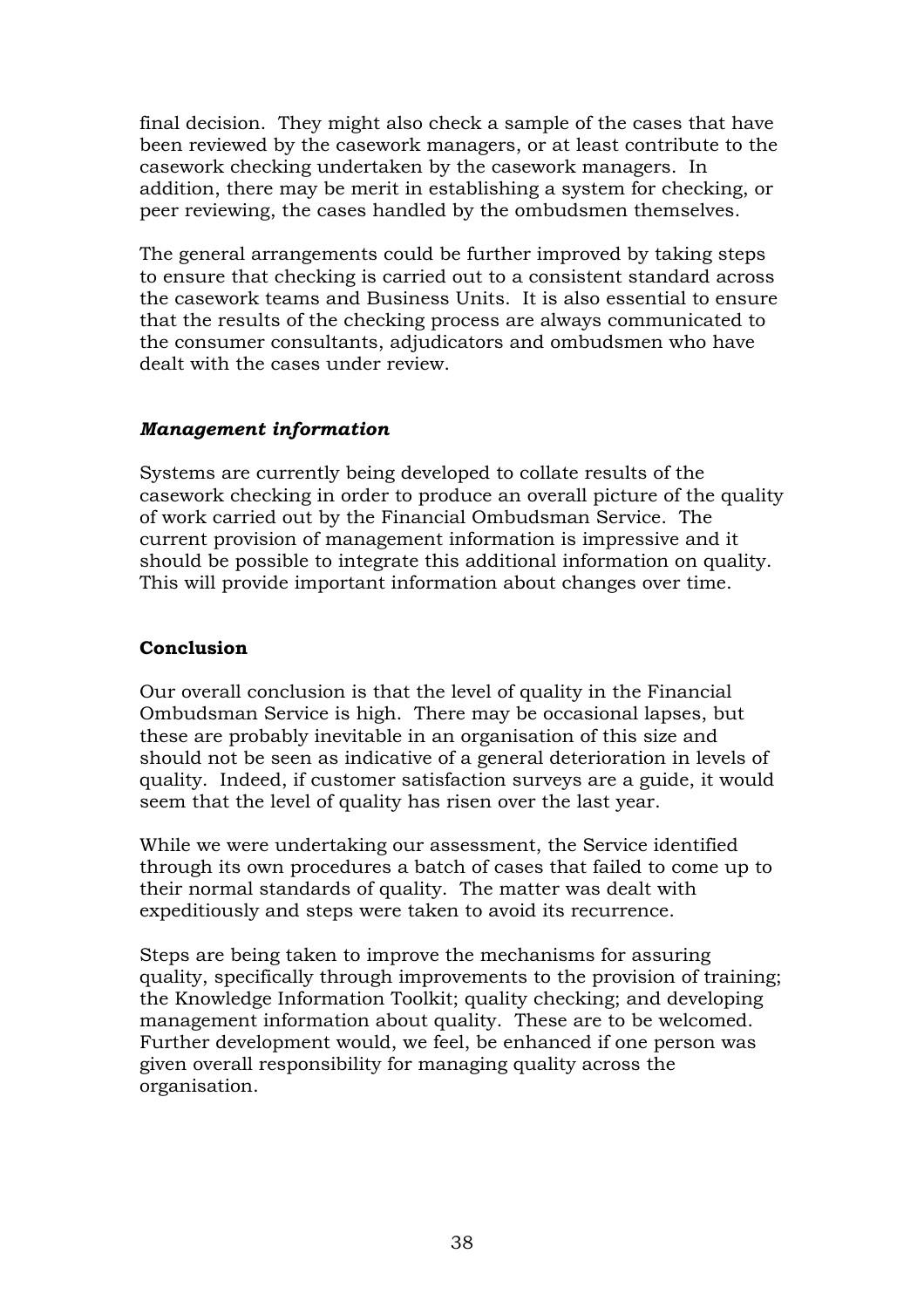final decision. They might also check a sample of the cases that have been reviewed by the casework managers, or at least contribute to the casework checking undertaken by the casework managers. In addition, there may be merit in establishing a system for checking, or peer reviewing, the cases handled by the ombudsmen themselves.

The general arrangements could be further improved by taking steps to ensure that checking is carried out to a consistent standard across the casework teams and Business Units. It is also essential to ensure that the results of the checking process are always communicated to the consumer consultants, adjudicators and ombudsmen who have dealt with the cases under review.

### *Management information*

Systems are currently being developed to collate results of the casework checking in order to produce an overall picture of the quality of work carried out by the Financial Ombudsman Service. The current provision of management information is impressive and it should be possible to integrate this additional information on quality. This will provide important information about changes over time.

## Conclusion

Our overall conclusion is that the level of quality in the Financial Ombudsman Service is high. There may be occasional lapses, but these are probably inevitable in an organisation of this size and should not be seen as indicative of a general deterioration in levels of quality. Indeed, if customer satisfaction surveys are a guide, it would seem that the level of quality has risen over the last year.

While we were undertaking our assessment, the Service identified through its own procedures a batch of cases that failed to come up to their normal standards of quality. The matter was dealt with expeditiously and steps were taken to avoid its recurrence.

Steps are being taken to improve the mechanisms for assuring quality, specifically through improvements to the provision of training; the Knowledge Information Toolkit; quality checking; and developing management information about quality. These are to be welcomed. Further development would, we feel, be enhanced if one person was given overall responsibility for managing quality across the organisation.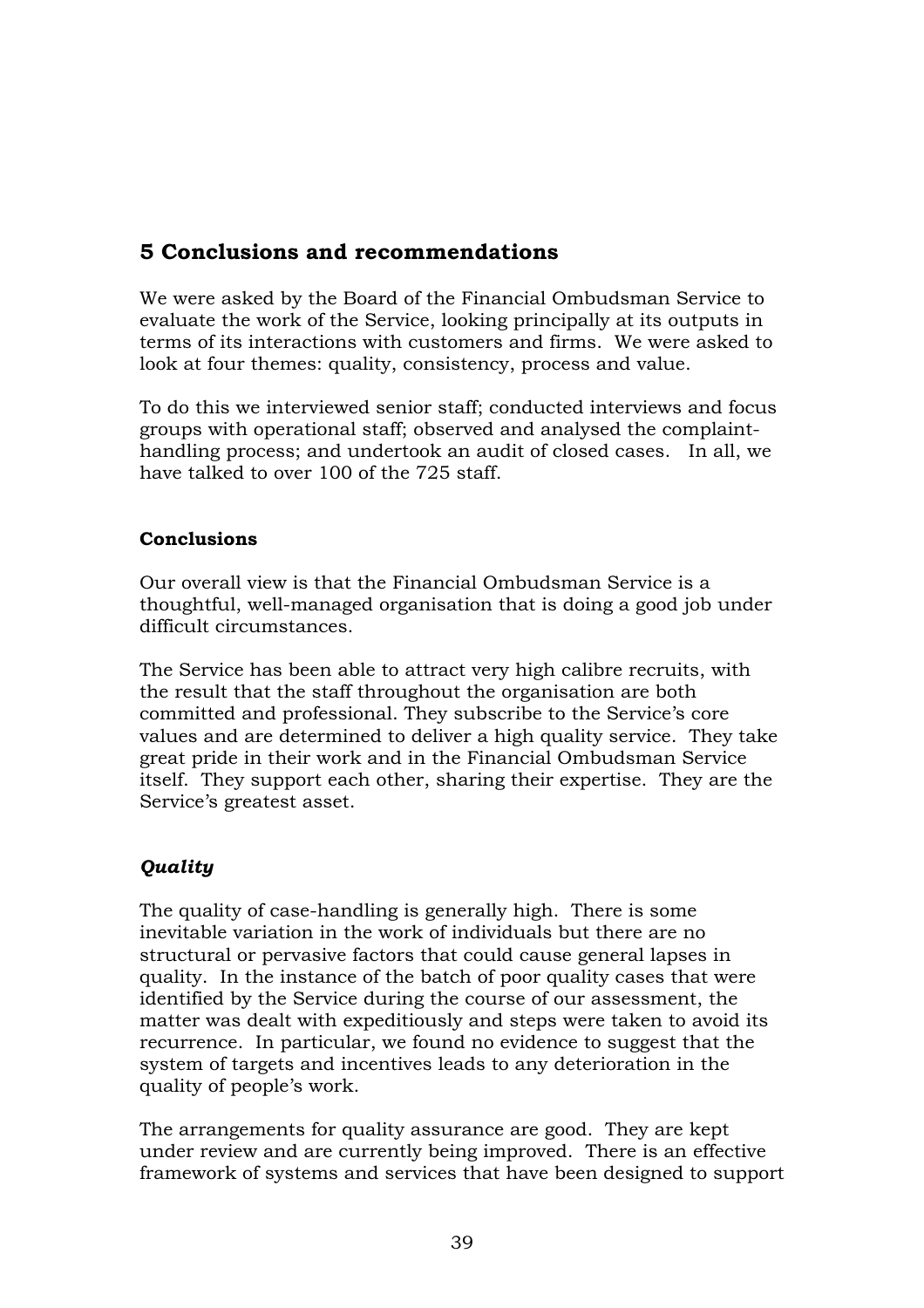## 5 Conclusions and recommendations

We were asked by the Board of the Financial Ombudsman Service to evaluate the work of the Service, looking principally at its outputs in terms of its interactions with customers and firms. We were asked to look at four themes: quality, consistency, process and value.

To do this we interviewed senior staff; conducted interviews and focus groups with operational staff; observed and analysed the complaint-handling process; and undertook an audit of closed cases. In all, we have talked to over 100 of the 725 staff.

### Conclusions

Our overall view is that the Financial Ombudsman Service is a thoughtful, well-managed organisation that is doing a good job under difficult circumstances.

The Service has been able to attract very high calibre recruits, with the result that the staff throughout the organisation are both committed and professional. They subscribe to the Service's core values and are determined to deliver a high quality service. They take great pride in their work and in the Financial Ombudsman Service itself. They support each other, sharing their expertise. They are the Service's greatest asset.

#### *Quality*

The quality of case-handling is generally high. There is some inevitable variation in the work of individuals but there are no structural or pervasive factors that could cause general lapses in quality. In the instance of the batch of poor quality cases that were identified by the Service during the course of our assessment, the matter was dealt with expeditiously and steps were taken to avoid its recurrence. In particular, we found no evidence to suggest that the system of targets and incentives leads to any deterioration in the quality of people's work.

The arrangements for quality assurance are good. They are kept under review and are currently being improved. There is an effective framework of systems and services that have been designed to support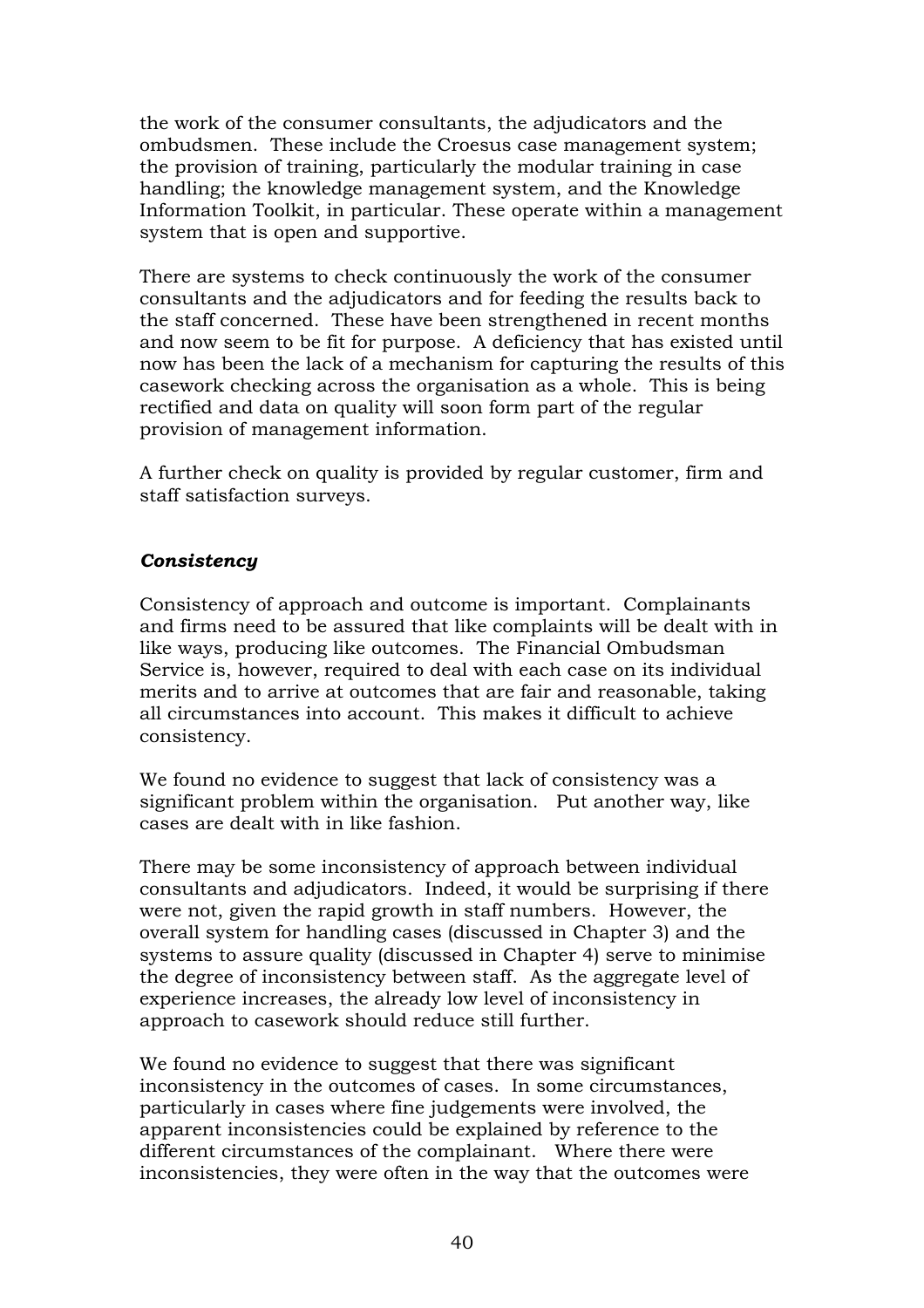the work of the consumer consultants, the adjudicators and the ombudsmen. These include the Croesus case management system; the provision of training, particularly the modular training in case handling; the knowledge management system, and the Knowledge Information Toolkit, in particular. These operate within a management system that is open and supportive.

There are systems to check continuously the work of the consumer consultants and the adjudicators and for feeding the results back to the staff concerned. These have been strengthened in recent months and now seem to be fit for purpose. A deficiency that has existed until now has been the lack of a mechanism for capturing the results of this casework checking across the organisation as a whole. This is being rectified and data on quality will soon form part of the regular provision of management information.

A further check on quality is provided by regular customer, firm and staff satisfaction surveys.

***Consistency***

Consistency of approach and outcome is important. Complainants and firms need to be assured that like complaints will be dealt with in like ways, producing like outcomes. The Financial Ombudsman Service is, however, required to deal with each case on its individual merits and to arrive at outcomes that are fair and reasonable, taking all circumstances into account. This makes it difficult to achieve consistency.

We found no evidence to suggest that lack of consistency was a significant problem within the organisation. Put another way, like cases are dealt with in like fashion.

There may be some inconsistency of approach between individual consultants and adjudicators. Indeed, it would be surprising if there were not, given the rapid growth in staff numbers. However, the overall system for handling cases (discussed in Chapter 3) and the systems to assure quality (discussed in Chapter 4) serve to minimise the degree of inconsistency between staff. As the aggregate level of experience increases, the already low level of inconsistency in approach to casework should reduce still further.

We found no evidence to suggest that there was significant inconsistency in the outcomes of cases. In some circumstances, particularly in cases where fine judgements were involved, the apparent inconsistencies could be explained by reference to the different circumstances of the complainant. Where there were inconsistencies, they were often in the way that the outcomes were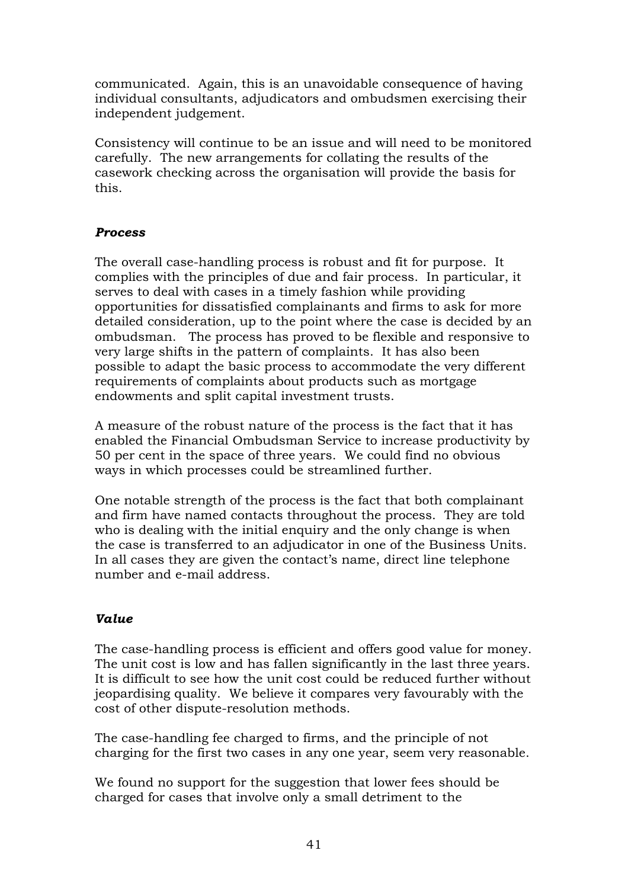communicated. Again, this is an unavoidable consequence of having individual consultants, adjudicators and ombudsmen exercising their independent judgement.

Consistency will continue to be an issue and will need to be monitored carefully. The new arrangements for collating the results of the casework checking across the organisation will provide the basis for this.

### *Process*

The overall case-handling process is robust and fit for purpose. It complies with the principles of due and fair process. In particular, it serves to deal with cases in a timely fashion while providing opportunities for dissatisfied complainants and firms to ask for more detailed consideration, up to the point where the case is decided by an ombudsman. The process has proved to be flexible and responsive to very large shifts in the pattern of complaints. It has also been possible to adapt the basic process to accommodate the very different requirements of complaints about products such as mortgage endowments and split capital investment trusts.

A measure of the robust nature of the process is the fact that it has enabled the Financial Ombudsman Service to increase productivity by 50 per cent in the space of three years. We could find no obvious ways in which processes could be streamlined further.

One notable strength of the process is the fact that both complainant and firm have named contacts throughout the process. They are told who is dealing with the initial enquiry and the only change is when the case is transferred to an adjudicator in one of the Business Units. In all cases they are given the contact's name, direct line telephone number and e-mail address.

### *Value*

The case-handling process is efficient and offers good value for money. The unit cost is low and has fallen significantly in the last three years. It is difficult to see how the unit cost could be reduced further without jeopardising quality. We believe it compares very favourably with the cost of other dispute-resolution methods.

The case-handling fee charged to firms, and the principle of not charging for the first two cases in any one year, seem very reasonable.

We found no support for the suggestion that lower fees should be charged for cases that involve only a small detriment to the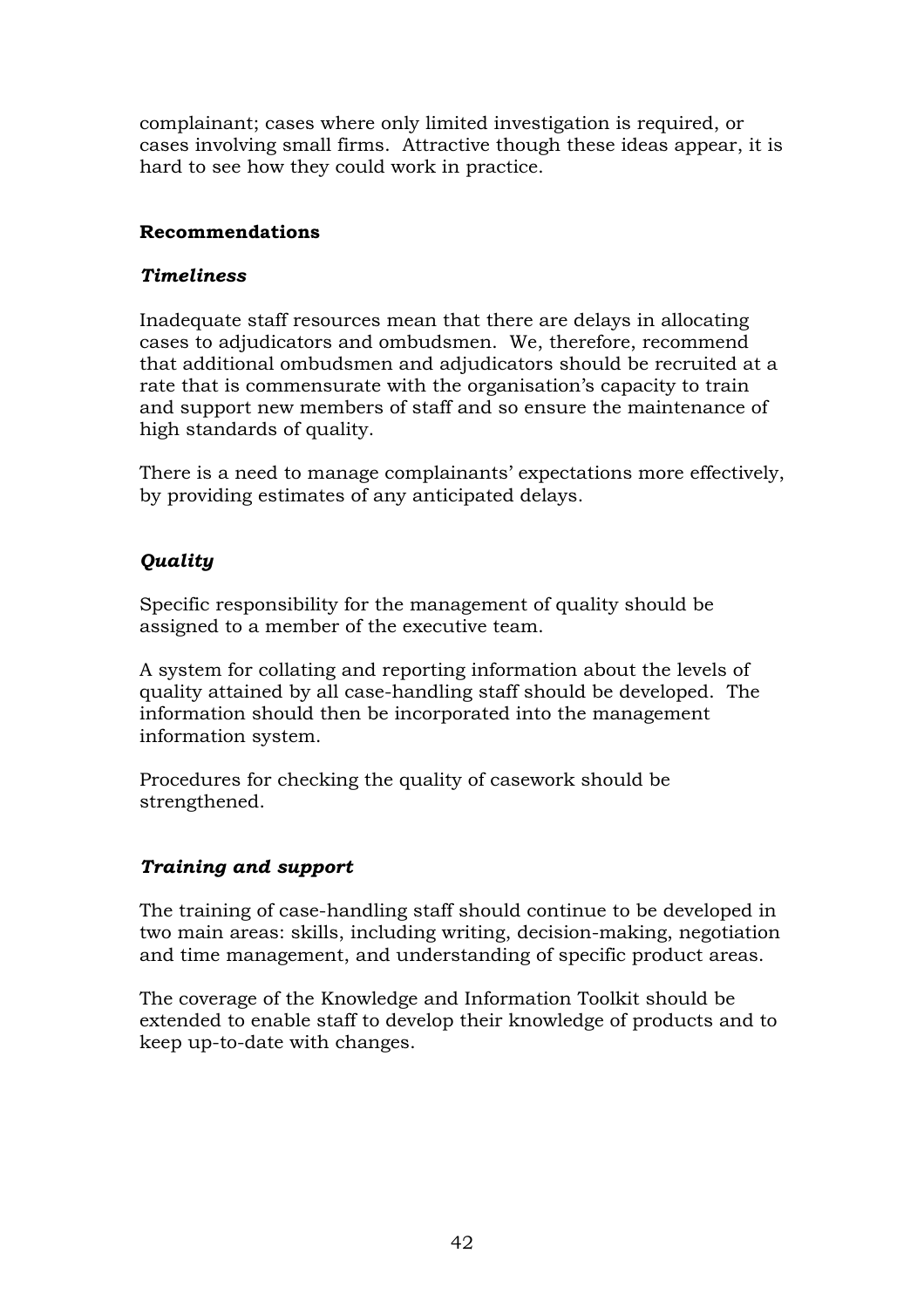complainant; cases where only limited investigation is required, or cases involving small firms. Attractive though these ideas appear, it is hard to see how they could work in practice.

**Recommendations**

***Timeliness***

Inadequate staff resources mean that there are delays in allocating cases to adjudicators and ombudsmen. We, therefore, recommend that additional ombudsmen and adjudicators should be recruited at a rate that is commensurate with the organisation's capacity to train and support new members of staff and so ensure the maintenance of high standards of quality.

There is a need to manage complainants' expectations more effectively, by providing estimates of any anticipated delays.

***Quality***

Specific responsibility for the management of quality should be assigned to a member of the executive team.

A system for collating and reporting information about the levels of quality attained by all case-handling staff should be developed. The information should then be incorporated into the management information system.

Procedures for checking the quality of casework should be strengthened.

***Training and support***

The training of case-handling staff should continue to be developed in two main areas: skills, including writing, decision-making, negotiation and time management, and understanding of specific product areas.

The coverage of the Knowledge and Information Toolkit should be extended to enable staff to develop their knowledge of products and to keep up-to-date with changes.